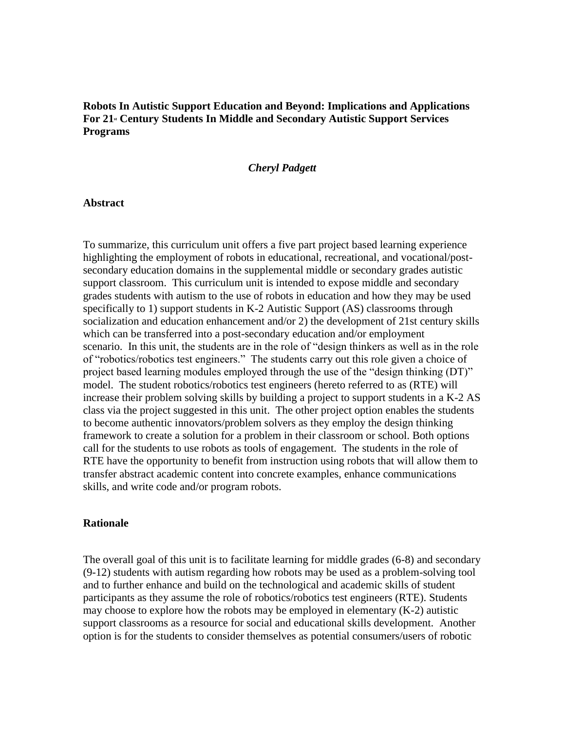**Robots In Autistic Support Education and Beyond: Implications and Applications For 21st Century Students In Middle and Secondary Autistic Support Services Programs**

***Cheryl Padgett***

**Abstract**

To summarize, this curriculum unit offers a five part project based learning experience highlighting the employment of robots in educational, recreational, and vocational/post-secondary education domains in the supplemental middle or secondary grades autistic support classroom. This curriculum unit is intended to expose middle and secondary grades students with autism to the use of robots in education and how they may be used specifically to 1) support students in K-2 Autistic Support (AS) classrooms through socialization and education enhancement and/or 2) the development of 21st century skills which can be transferred into a post-secondary education and/or employment scenario. In this unit, the students are in the role of "design thinkers as well as in the role of "robotics/robotics test engineers." The students carry out this role given a choice of project based learning modules employed through the use of the "design thinking (DT)" model. The student robotics/robotics test engineers (hereto referred to as (RTE) will increase their problem solving skills by building a project to support students in a K-2 AS class via the project suggested in this unit. The other project option enables the students to become authentic innovators/problem solvers as they employ the design thinking framework to create a solution for a problem in their classroom or school. Both options call for the students to use robots as tools of engagement. The students in the role of RTE have the opportunity to benefit from instruction using robots that will allow them to transfer abstract academic content into concrete examples, enhance communications skills, and write code and/or program robots.

**Rationale**

The overall goal of this unit is to facilitate learning for middle grades (6-8) and secondary (9-12) students with autism regarding how robots may be used as a problem-solving tool and to further enhance and build on the technological and academic skills of student participants as they assume the role of robotics/robotics test engineers (RTE). Students may choose to explore how the robots may be employed in elementary (K-2) autistic support classrooms as a resource for social and educational skills development. Another option is for the students to consider themselves as potential consumers/users of robotic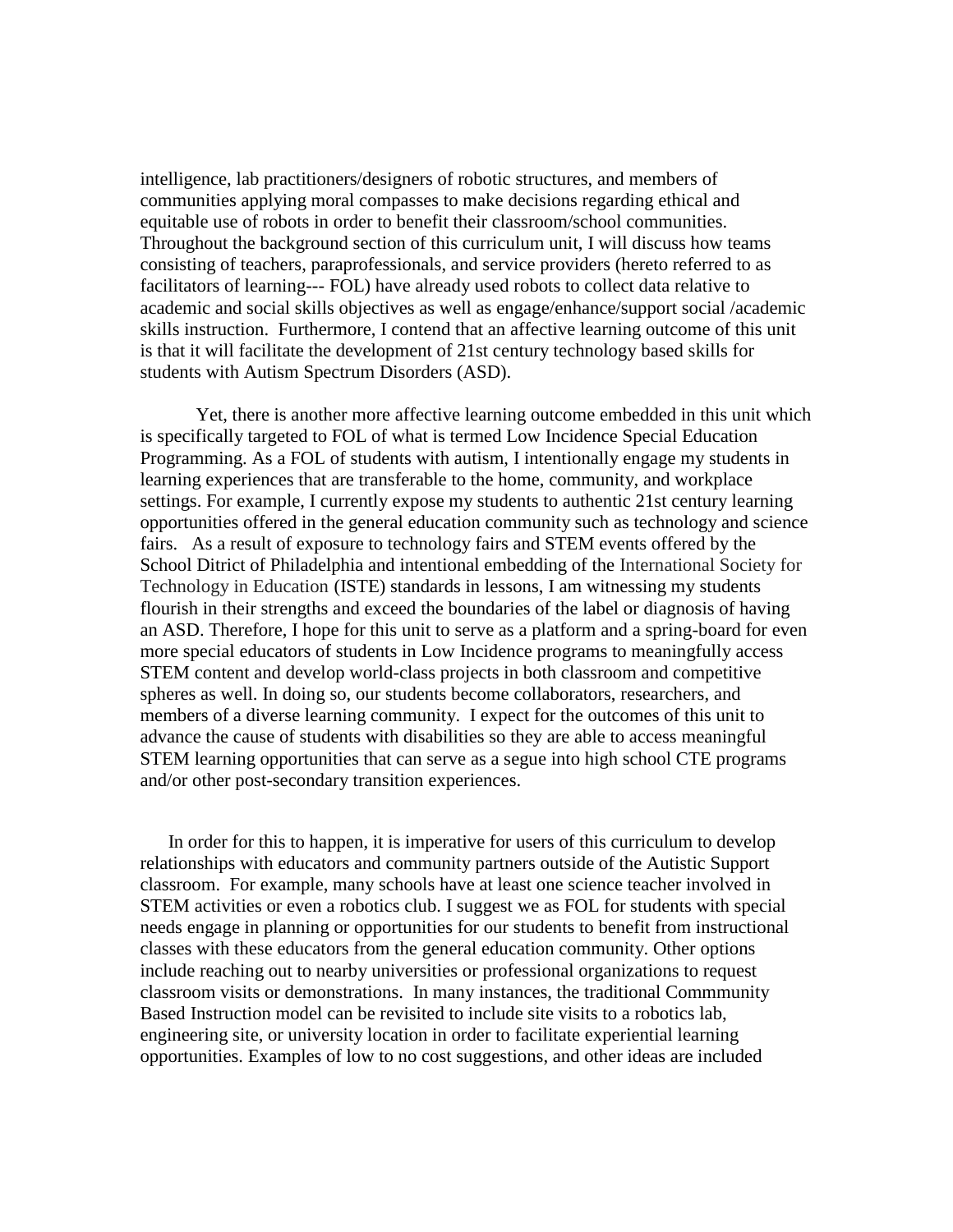intelligence, lab practitioners/designers of robotic structures, and members of communities applying moral compasses to make decisions regarding ethical and equitable use of robots in order to benefit their classroom/school communities. Throughout the background section of this curriculum unit, I will discuss how teams consisting of teachers, paraprofessionals, and service providers (hereto referred to as facilitators of learning--- FOL) have already used robots to collect data relative to academic and social skills objectives as well as engage/enhance/support social /academic skills instruction. Furthermore, I contend that an affective learning outcome of this unit is that it will facilitate the development of 21st century technology based skills for students with Autism Spectrum Disorders (ASD).

Yet, there is another more affective learning outcome embedded in this unit which is specifically targeted to FOL of what is termed Low Incidence Special Education Programming. As a FOL of students with autism, I intentionally engage my students in learning experiences that are transferable to the home, community, and workplace settings. For example, I currently expose my students to authentic 21st century learning opportunities offered in the general education community such as technology and science fairs. As a result of exposure to technology fairs and STEM events offered by the School Ditrict of Philadelphia and intentional embedding of the International Society for Technology in Education (ISTE) standards in lessons, I am witnessing my students flourish in their strengths and exceed the boundaries of the label or diagnosis of having an ASD. Therefore, I hope for this unit to serve as a platform and a spring-board for even more special educators of students in Low Incidence programs to meaningfully access STEM content and develop world-class projects in both classroom and competitive spheres as well. In doing so, our students become collaborators, researchers, and members of a diverse learning community. I expect for the outcomes of this unit to advance the cause of students with disabilities so they are able to access meaningful STEM learning opportunities that can serve as a segue into high school CTE programs and/or other post-secondary transition experiences.

In order for this to happen, it is imperative for users of this curriculum to develop relationships with educators and community partners outside of the Autistic Support classroom. For example, many schools have at least one science teacher involved in STEM activities or even a robotics club. I suggest we as FOL for students with special needs engage in planning or opportunities for our students to benefit from instructional classes with these educators from the general education community. Other options include reaching out to nearby universities or professional organizations to request classroom visits or demonstrations. In many instances, the traditional Commmunity Based Instruction model can be revisited to include site visits to a robotics lab, engineering site, or university location in order to facilitate experiential learning opportunities. Examples of low to no cost suggestions, and other ideas are included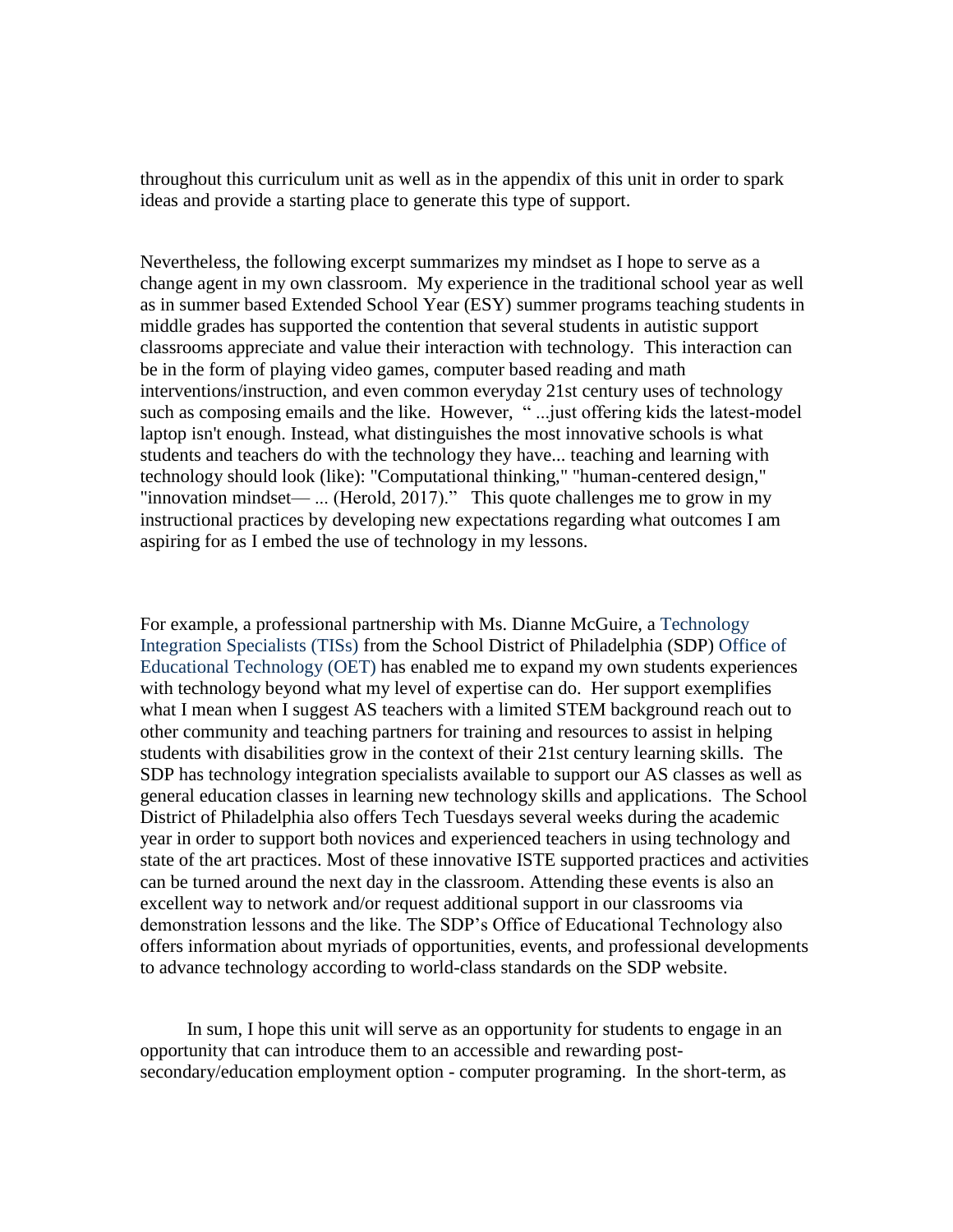throughout this curriculum unit as well as in the appendix of this unit in order to spark ideas and provide a starting place to generate this type of support.

Nevertheless, the following excerpt summarizes my mindset as I hope to serve as a change agent in my own classroom. My experience in the traditional school year as well as in summer based Extended School Year (ESY) summer programs teaching students in middle grades has supported the contention that several students in autistic support classrooms appreciate and value their interaction with technology. This interaction can be in the form of playing video games, computer based reading and math interventions/instruction, and even common everyday 21st century uses of technology such as composing emails and the like. However, " ...just offering kids the latest-model laptop isn't enough. Instead, what distinguishes the most innovative schools is what students and teachers do with the technology they have... teaching and learning with technology should look (like): "Computational thinking," "human-centered design," "innovation mindset— ... (Herold, 2017)." This quote challenges me to grow in my instructional practices by developing new expectations regarding what outcomes I am aspiring for as I embed the use of technology in my lessons.

For example, a professional partnership with Ms. Dianne McGuire, a Technology Integration Specialists (TISs) from the School District of Philadelphia (SDP) Office of Educational Technology (OET) has enabled me to expand my own students experiences with technology beyond what my level of expertise can do. Her support exemplifies what I mean when I suggest AS teachers with a limited STEM background reach out to other community and teaching partners for training and resources to assist in helping students with disabilities grow in the context of their 21st century learning skills. The SDP has technology integration specialists available to support our AS classes as well as general education classes in learning new technology skills and applications. The School District of Philadelphia also offers Tech Tuesdays several weeks during the academic year in order to support both novices and experienced teachers in using technology and state of the art practices. Most of these innovative ISTE supported practices and activities can be turned around the next day in the classroom. Attending these events is also an excellent way to network and/or request additional support in our classrooms via demonstration lessons and the like. The SDP's Office of Educational Technology also offers information about myriads of opportunities, events, and professional developments to advance technology according to world-class standards on the SDP website.

In sum, I hope this unit will serve as an opportunity for students to engage in an opportunity that can introduce them to an accessible and rewarding post-secondary/education employment option - computer programing. In the short-term, as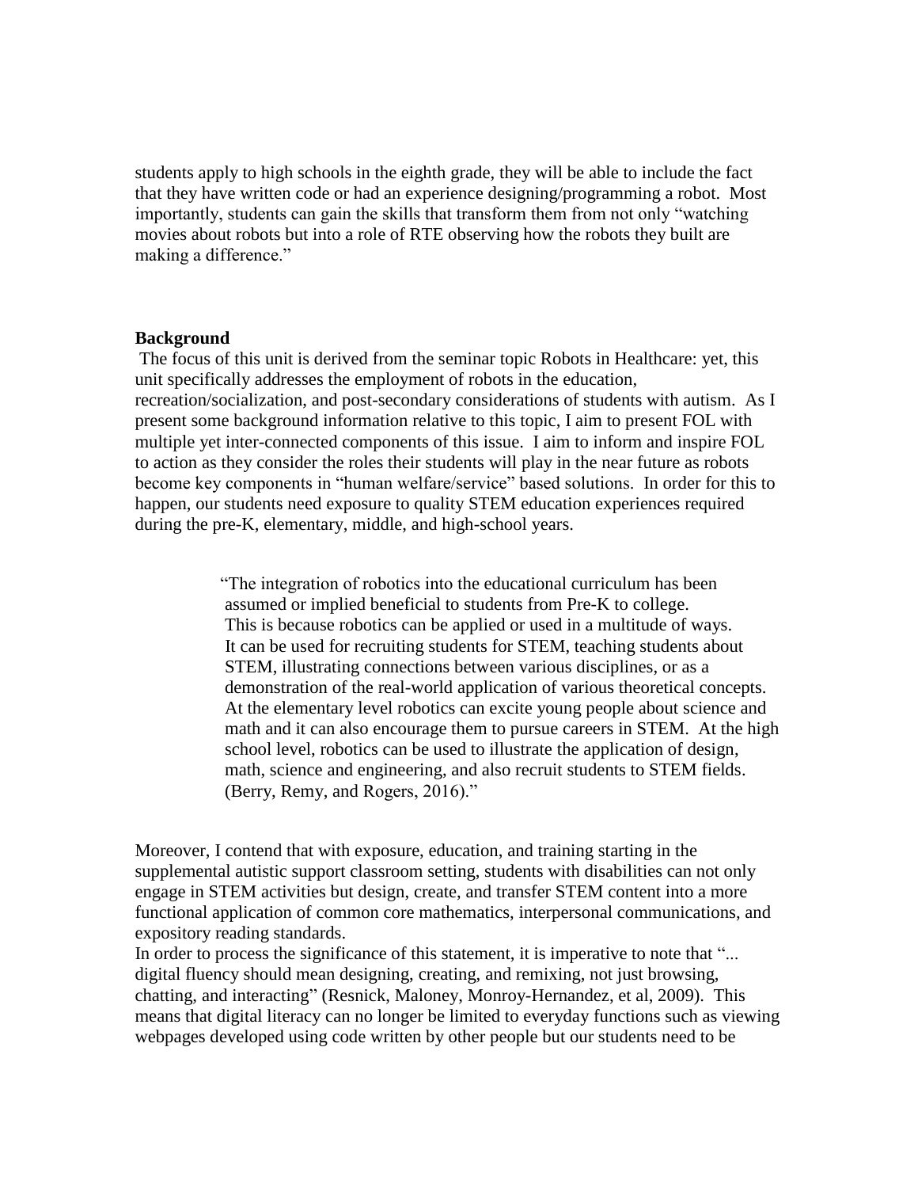students apply to high schools in the eighth grade, they will be able to include the fact that they have written code or had an experience designing/programming a robot. Most importantly, students can gain the skills that transform them from not only "watching movies about robots but into a role of RTE observing how the robots they built are making a difference."

**Background**

The focus of this unit is derived from the seminar topic Robots in Healthcare: yet, this unit specifically addresses the employment of robots in the education, recreation/socialization, and post-secondary considerations of students with autism. As I present some background information relative to this topic, I aim to present FOL with multiple yet inter-connected components of this issue. I aim to inform and inspire FOL to action as they consider the roles their students will play in the near future as robots become key components in "human welfare/service" based solutions. In order for this to happen, our students need exposure to quality STEM education experiences required during the pre-K, elementary, middle, and high-school years.

> "The integration of robotics into the educational curriculum has been assumed or implied beneficial to students from Pre-K to college. This is because robotics can be applied or used in a multitude of ways. It can be used for recruiting students for STEM, teaching students about STEM, illustrating connections between various disciplines, or as a demonstration of the real-world application of various theoretical concepts. At the elementary level robotics can excite young people about science and math and it can also encourage them to pursue careers in STEM. At the high school level, robotics can be used to illustrate the application of design, math, science and engineering, and also recruit students to STEM fields. (Berry, Remy, and Rogers, 2016)."

Moreover, I contend that with exposure, education, and training starting in the supplemental autistic support classroom setting, students with disabilities can not only engage in STEM activities but design, create, and transfer STEM content into a more functional application of common core mathematics, interpersonal communications, and expository reading standards.

In order to process the significance of this statement, it is imperative to note that "... digital fluency should mean designing, creating, and remixing, not just browsing, chatting, and interacting" (Resnick, Maloney, Monroy-Hernandez, et al, 2009). This means that digital literacy can no longer be limited to everyday functions such as viewing webpages developed using code written by other people but our students need to be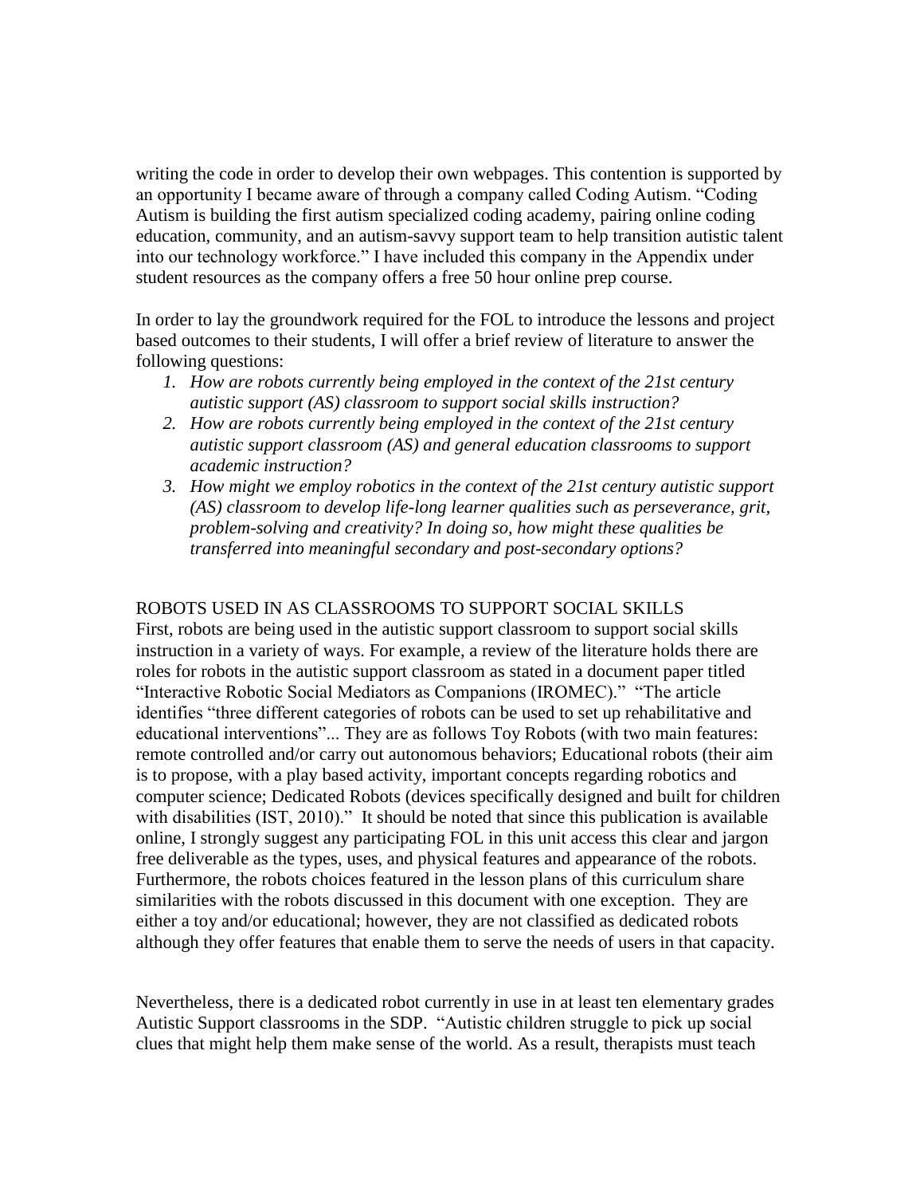writing the code in order to develop their own webpages. This contention is supported by an opportunity I became aware of through a company called Coding Autism. "Coding Autism is building the first autism specialized coding academy, pairing online coding education, community, and an autism-savvy support team to help transition autistic talent into our technology workforce." I have included this company in the Appendix under student resources as the company offers a free 50 hour online prep course.

In order to lay the groundwork required for the FOL to introduce the lessons and project based outcomes to their students, I will offer a brief review of literature to answer the following questions:

1. *How are robots currently being employed in the context of the 21st century autistic support (AS) classroom to support social skills instruction?*
2. *How are robots currently being employed in the context of the 21st century autistic support classroom (AS) and general education classrooms to support academic instruction?*
3. *How might we employ robotics in the context of the 21st century autistic support (AS) classroom to develop life-long learner qualities such as perseverance, grit, problem-solving and creativity? In doing so, how might these qualities be transferred into meaningful secondary and post-secondary options?*

ROBOTS USED IN AS CLASSROOMS TO SUPPORT SOCIAL SKILLS

First, robots are being used in the autistic support classroom to support social skills instruction in a variety of ways. For example, a review of the literature holds there are roles for robots in the autistic support classroom as stated in a document paper titled "Interactive Robotic Social Mediators as Companions (IROMEC)." "The article identifies "three different categories of robots can be used to set up rehabilitative and educational interventions"... They are as follows Toy Robots (with two main features: remote controlled and/or carry out autonomous behaviors; Educational robots (their aim is to propose, with a play based activity, important concepts regarding robotics and computer science; Dedicated Robots (devices specifically designed and built for children with disabilities (IST, 2010)." It should be noted that since this publication is available online, I strongly suggest any participating FOL in this unit access this clear and jargon free deliverable as the types, uses, and physical features and appearance of the robots. Furthermore, the robots choices featured in the lesson plans of this curriculum share similarities with the robots discussed in this document with one exception. They are either a toy and/or educational; however, they are not classified as dedicated robots although they offer features that enable them to serve the needs of users in that capacity.

Nevertheless, there is a dedicated robot currently in use in at least ten elementary grades Autistic Support classrooms in the SDP. "Autistic children struggle to pick up social clues that might help them make sense of the world. As a result, therapists must teach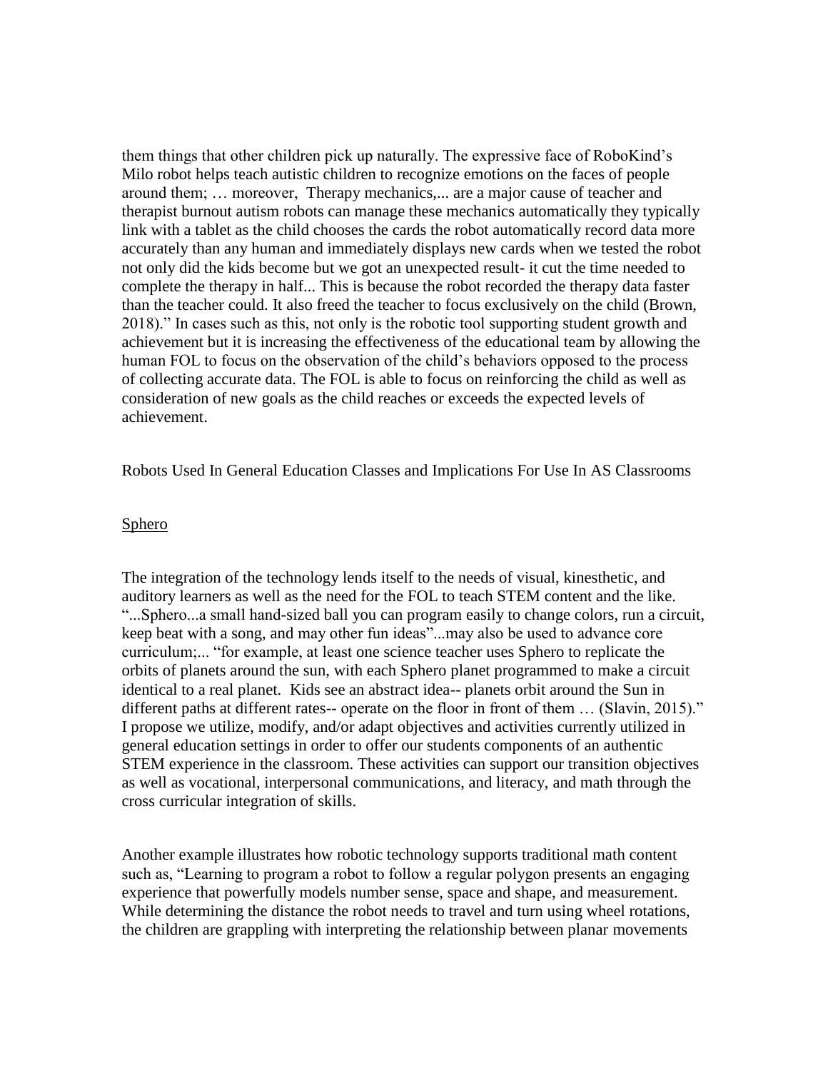them things that other children pick up naturally. The expressive face of RoboKind's Milo robot helps teach autistic children to recognize emotions on the faces of people around them; … moreover, Therapy mechanics,... are a major cause of teacher and therapist burnout autism robots can manage these mechanics automatically they typically link with a tablet as the child chooses the cards the robot automatically record data more accurately than any human and immediately displays new cards when we tested the robot not only did the kids become but we got an unexpected result- it cut the time needed to complete the therapy in half... This is because the robot recorded the therapy data faster than the teacher could. It also freed the teacher to focus exclusively on the child (Brown, 2018)." In cases such as this, not only is the robotic tool supporting student growth and achievement but it is increasing the effectiveness of the educational team by allowing the human FOL to focus on the observation of the child's behaviors opposed to the process of collecting accurate data. The FOL is able to focus on reinforcing the child as well as consideration of new goals as the child reaches or exceeds the expected levels of achievement.

## Robots Used In General Education Classes and Implications For Use In AS Classrooms

### Sphero

The integration of the technology lends itself to the needs of visual, kinesthetic, and auditory learners as well as the need for the FOL to teach STEM content and the like. "...Sphero...a small hand-sized ball you can program easily to change colors, run a circuit, keep beat with a song, and may other fun ideas"...may also be used to advance core curriculum;... "for example, at least one science teacher uses Sphero to replicate the orbits of planets around the sun, with each Sphero planet programmed to make a circuit identical to a real planet. Kids see an abstract idea-- planets orbit around the Sun in different paths at different rates-- operate on the floor in front of them … (Slavin, 2015)." I propose we utilize, modify, and/or adapt objectives and activities currently utilized in general education settings in order to offer our students components of an authentic STEM experience in the classroom. These activities can support our transition objectives as well as vocational, interpersonal communications, and literacy, and math through the cross curricular integration of skills.

Another example illustrates how robotic technology supports traditional math content such as, "Learning to program a robot to follow a regular polygon presents an engaging experience that powerfully models number sense, space and shape, and measurement. While determining the distance the robot needs to travel and turn using wheel rotations, the children are grappling with interpreting the relationship between planar movements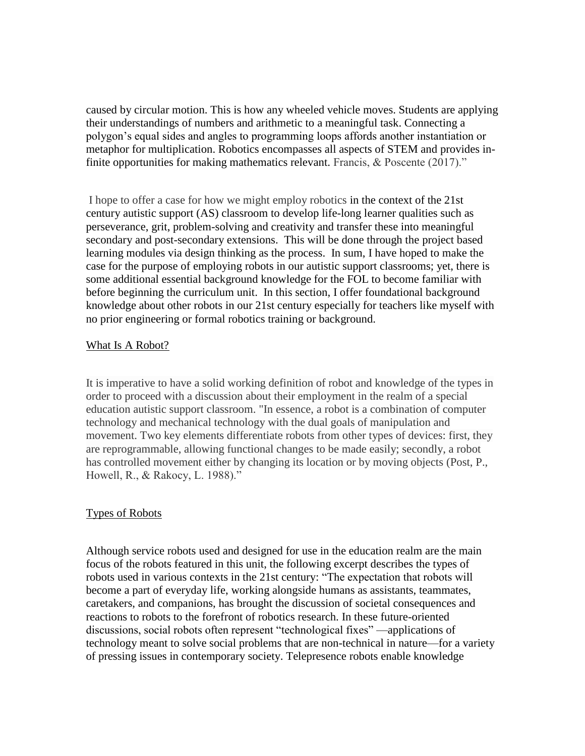caused by circular motion. This is how any wheeled vehicle moves. Students are applying their understandings of numbers and arithmetic to a meaningful task. Connecting a polygon's equal sides and angles to programming loops affords another instantiation or metaphor for multiplication. Robotics encompasses all aspects of STEM and provides in-finite opportunities for making mathematics relevant. Francis, & Poscente (2017)."

I hope to offer a case for how we might employ robotics in the context of the 21st century autistic support (AS) classroom to develop life-long learner qualities such as perseverance, grit, problem-solving and creativity and transfer these into meaningful secondary and post-secondary extensions. This will be done through the project based learning modules via design thinking as the process. In sum, I have hoped to make the case for the purpose of employing robots in our autistic support classrooms; yet, there is some additional essential background knowledge for the FOL to become familiar with before beginning the curriculum unit. In this section, I offer foundational background knowledge about other robots in our 21st century especially for teachers like myself with no prior engineering or formal robotics training or background.

## What Is A Robot?

It is imperative to have a solid working definition of robot and knowledge of the types in order to proceed with a discussion about their employment in the realm of a special education autistic support classroom. "In essence, a robot is a combination of computer technology and mechanical technology with the dual goals of manipulation and movement. Two key elements differentiate robots from other types of devices: first, they are reprogrammable, allowing functional changes to be made easily; secondly, a robot has controlled movement either by changing its location or by moving objects (Post, P., Howell, R., & Rakocy, L. 1988)."

## Types of Robots

Although service robots used and designed for use in the education realm are the main focus of the robots featured in this unit, the following excerpt describes the types of robots used in various contexts in the 21st century: "The expectation that robots will become a part of everyday life, working alongside humans as assistants, teammates, caretakers, and companions, has brought the discussion of societal consequences and reactions to robots to the forefront of robotics research. In these future-oriented discussions, social robots often represent "technological fixes" —applications of technology meant to solve social problems that are non-technical in nature—for a variety of pressing issues in contemporary society. Telepresence robots enable knowledge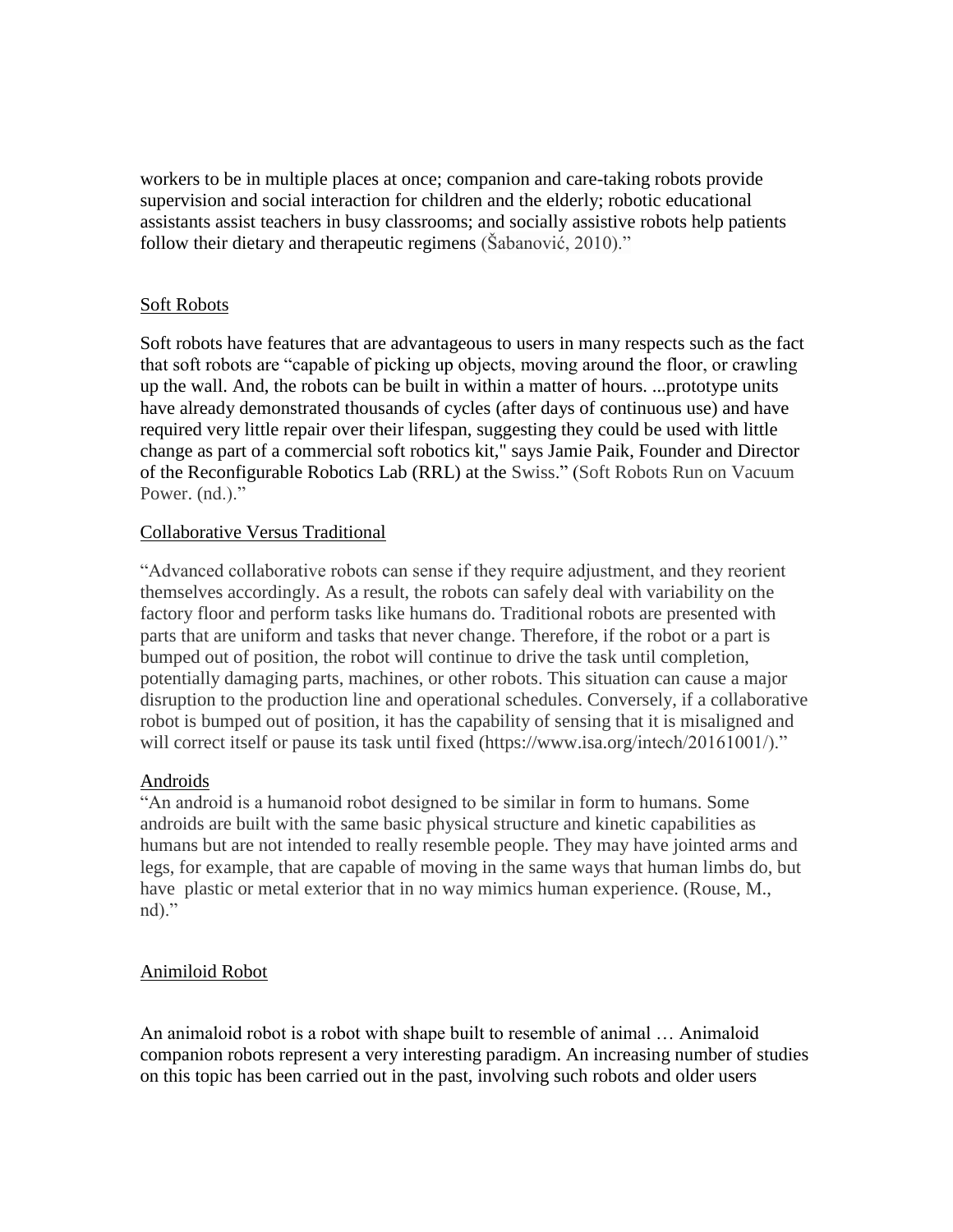workers to be in multiple places at once; companion and care-taking robots provide supervision and social interaction for children and the elderly; robotic educational assistants assist teachers in busy classrooms; and socially assistive robots help patients follow their dietary and therapeutic regimens (Šabanović, 2010)."

<u>Soft Robots</u>

Soft robots have features that are advantageous to users in many respects such as the fact that soft robots are "capable of picking up objects, moving around the floor, or crawling up the wall. And, the robots can be built in within a matter of hours. ...prototype units have already demonstrated thousands of cycles (after days of continuous use) and have required very little repair over their lifespan, suggesting they could be used with little change as part of a commercial soft robotics kit," says Jamie Paik, Founder and Director of the Reconfigurable Robotics Lab (RRL) at the Swiss." (Soft Robots Run on Vacuum Power. (nd.)."

<u>Collaborative Versus Traditional</u>

"Advanced collaborative robots can sense if they require adjustment, and they reorient themselves accordingly. As a result, the robots can safely deal with variability on the factory floor and perform tasks like humans do. Traditional robots are presented with parts that are uniform and tasks that never change. Therefore, if the robot or a part is bumped out of position, the robot will continue to drive the task until completion, potentially damaging parts, machines, or other robots. This situation can cause a major disruption to the production line and operational schedules. Conversely, if a collaborative robot is bumped out of position, it has the capability of sensing that it is misaligned and will correct itself or pause its task until fixed (https://www.isa.org/intech/20161001/)."

<u>Androids</u>

"An android is a humanoid robot designed to be similar in form to humans. Some androids are built with the same basic physical structure and kinetic capabilities as humans but are not intended to really resemble people. They may have jointed arms and legs, for example, that are capable of moving in the same ways that human limbs do, but have plastic or metal exterior that in no way mimics human experience. (Rouse, M., nd)."

<u>Animiloid Robot</u>

An animaloid robot is a robot with shape built to resemble of animal … Animaloid companion robots represent a very interesting paradigm. An increasing number of studies on this topic has been carried out in the past, involving such robots and older users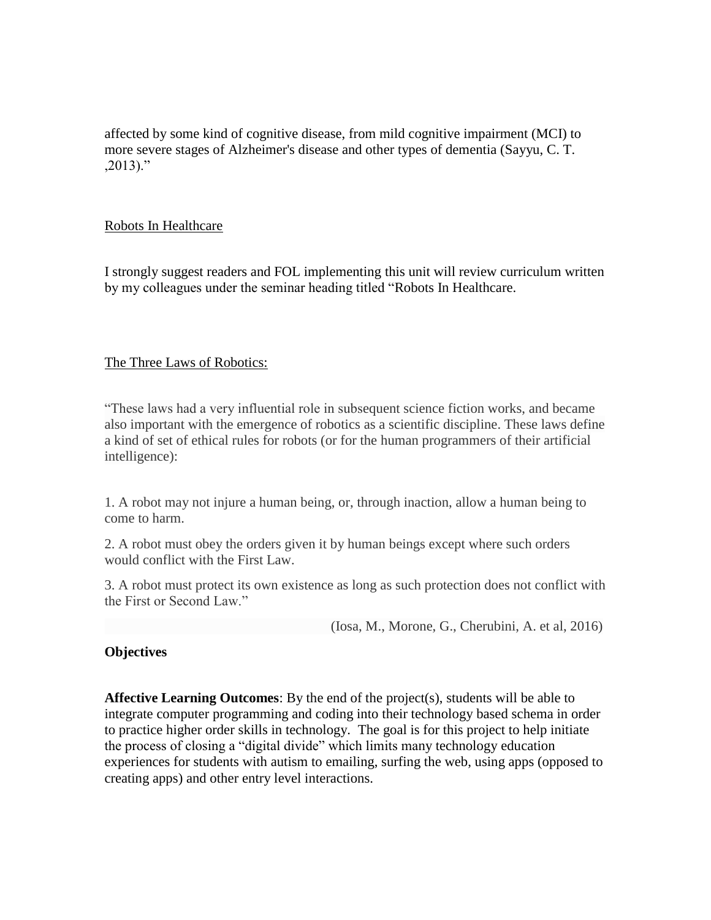affected by some kind of cognitive disease, from mild cognitive impairment (MCI) to more severe stages of Alzheimer's disease and other types of dementia (Sayyu, C. T. ,2013)."

Robots In Healthcare

I strongly suggest readers and FOL implementing this unit will review curriculum written by my colleagues under the seminar heading titled "Robots In Healthcare.

The Three Laws of Robotics:

"These laws had a very influential role in subsequent science fiction works, and became also important with the emergence of robotics as a scientific discipline. These laws define a kind of set of ethical rules for robots (or for the human programmers of their artificial intelligence):

1. A robot may not injure a human being, or, through inaction, allow a human being to come to harm.

2. A robot must obey the orders given it by human beings except where such orders would conflict with the First Law.

3. A robot must protect its own existence as long as such protection does not conflict with the First or Second Law."

(Iosa, M., Morone, G., Cherubini, A. et al, 2016)

**Objectives**

**Affective Learning Outcomes**: By the end of the project(s), students will be able to integrate computer programming and coding into their technology based schema in order to practice higher order skills in technology. The goal is for this project to help initiate the process of closing a "digital divide" which limits many technology education experiences for students with autism to emailing, surfing the web, using apps (opposed to creating apps) and other entry level interactions.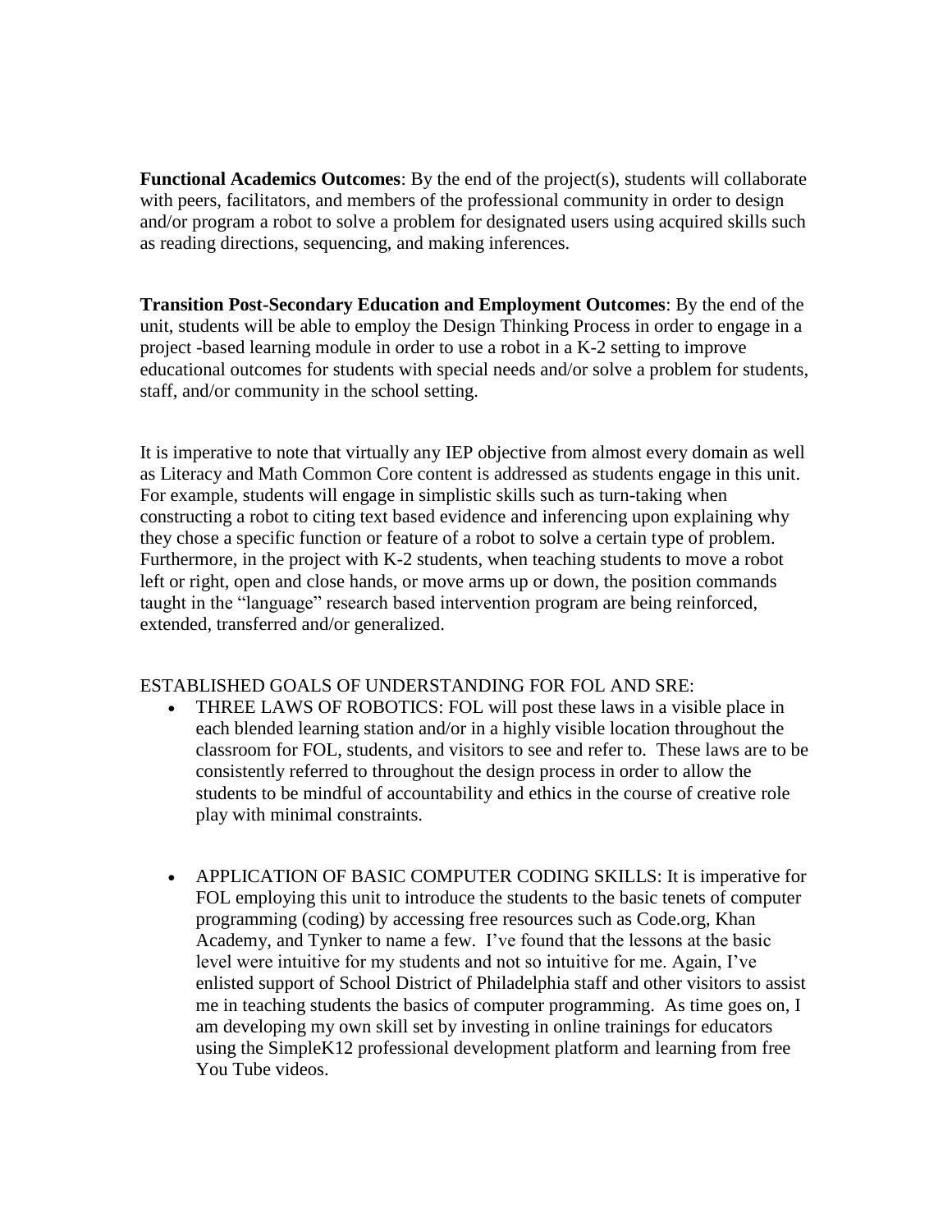**Functional Academics Outcomes**: By the end of the project(s), students will collaborate with peers, facilitators, and members of the professional community in order to design and/or program a robot to solve a problem for designated users using acquired skills such as reading directions, sequencing, and making inferences.

**Transition Post-Secondary Education and Employment Outcomes**: By the end of the unit, students will be able to employ the Design Thinking Process in order to engage in a project -based learning module in order to use a robot in a K-2 setting to improve educational outcomes for students with special needs and/or solve a problem for students, staff, and/or community in the school setting.

It is imperative to note that virtually any IEP objective from almost every domain as well as Literacy and Math Common Core content is addressed as students engage in this unit. For example, students will engage in simplistic skills such as turn-taking when constructing a robot to citing text based evidence and inferencing upon explaining why they chose a specific function or feature of a robot to solve a certain type of problem. Furthermore, in the project with K-2 students, when teaching students to move a robot left or right, open and close hands, or move arms up or down, the position commands taught in the "language" research based intervention program are being reinforced, extended, transferred and/or generalized.

ESTABLISHED GOALS OF UNDERSTANDING FOR FOL AND SRE:

- THREE LAWS OF ROBOTICS: FOL will post these laws in a visible place in each blended learning station and/or in a highly visible location throughout the classroom for FOL, students, and visitors to see and refer to. These laws are to be consistently referred to throughout the design process in order to allow the students to be mindful of accountability and ethics in the course of creative role play with minimal constraints.

- APPLICATION OF BASIC COMPUTER CODING SKILLS: It is imperative for FOL employing this unit to introduce the students to the basic tenets of computer programming (coding) by accessing free resources such as Code.org, Khan Academy, and Tynker to name a few. I've found that the lessons at the basic level were intuitive for my students and not so intuitive for me. Again, I've enlisted support of School District of Philadelphia staff and other visitors to assist me in teaching students the basics of computer programming. As time goes on, I am developing my own skill set by investing in online trainings for educators using the SimpleK12 professional development platform and learning from free You Tube videos.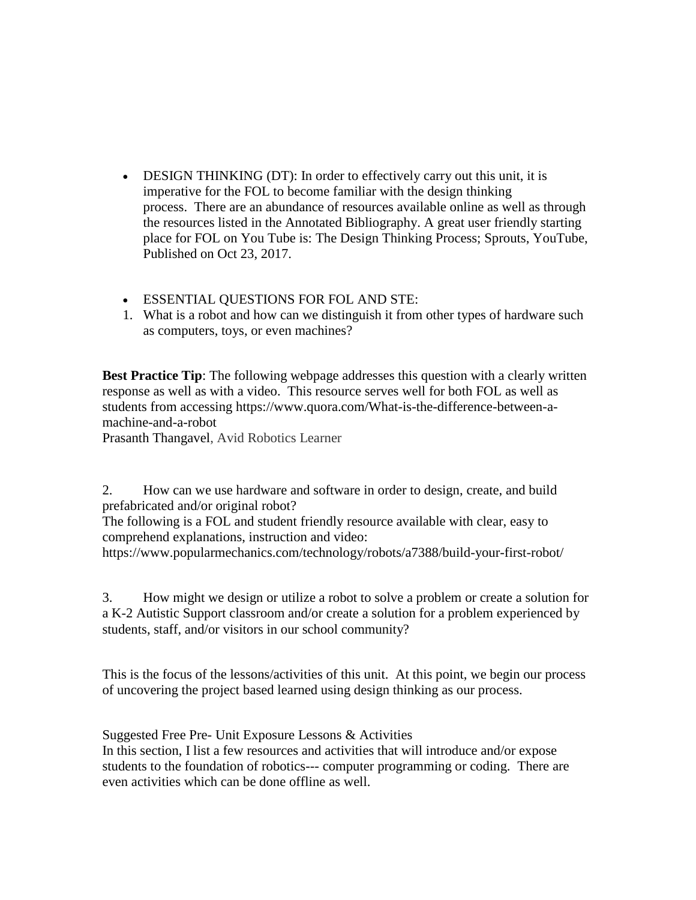- DESIGN THINKING (DT): In order to effectively carry out this unit, it is imperative for the FOL to become familiar with the design thinking process. There are an abundance of resources available online as well as through the resources listed in the Annotated Bibliography. A great user friendly starting place for FOL on You Tube is: The Design Thinking Process; Sprouts, YouTube, Published on Oct 23, 2017.

- ESSENTIAL QUESTIONS FOR FOL AND STE:

1. What is a robot and how can we distinguish it from other types of hardware such as computers, toys, or even machines?

**Best Practice Tip**: The following webpage addresses this question with a clearly written response as well as with a video. This resource serves well for both FOL as well as students from accessing https://www.quora.com/What-is-the-difference-between-a-machine-and-a-robot
Prasanth Thangavel, Avid Robotics Learner

2. How can we use hardware and software in order to design, create, and build prefabricated and/or original robot?
The following is a FOL and student friendly resource available with clear, easy to comprehend explanations, instruction and video:
https://www.popularmechanics.com/technology/robots/a7388/build-your-first-robot/

3. How might we design or utilize a robot to solve a problem or create a solution for a K-2 Autistic Support classroom and/or create a solution for a problem experienced by students, staff, and/or visitors in our school community?

This is the focus of the lessons/activities of this unit. At this point, we begin our process of uncovering the project based learned using design thinking as our process.

Suggested Free Pre- Unit Exposure Lessons & Activities
In this section, I list a few resources and activities that will introduce and/or expose students to the foundation of robotics--- computer programming or coding. There are even activities which can be done offline as well.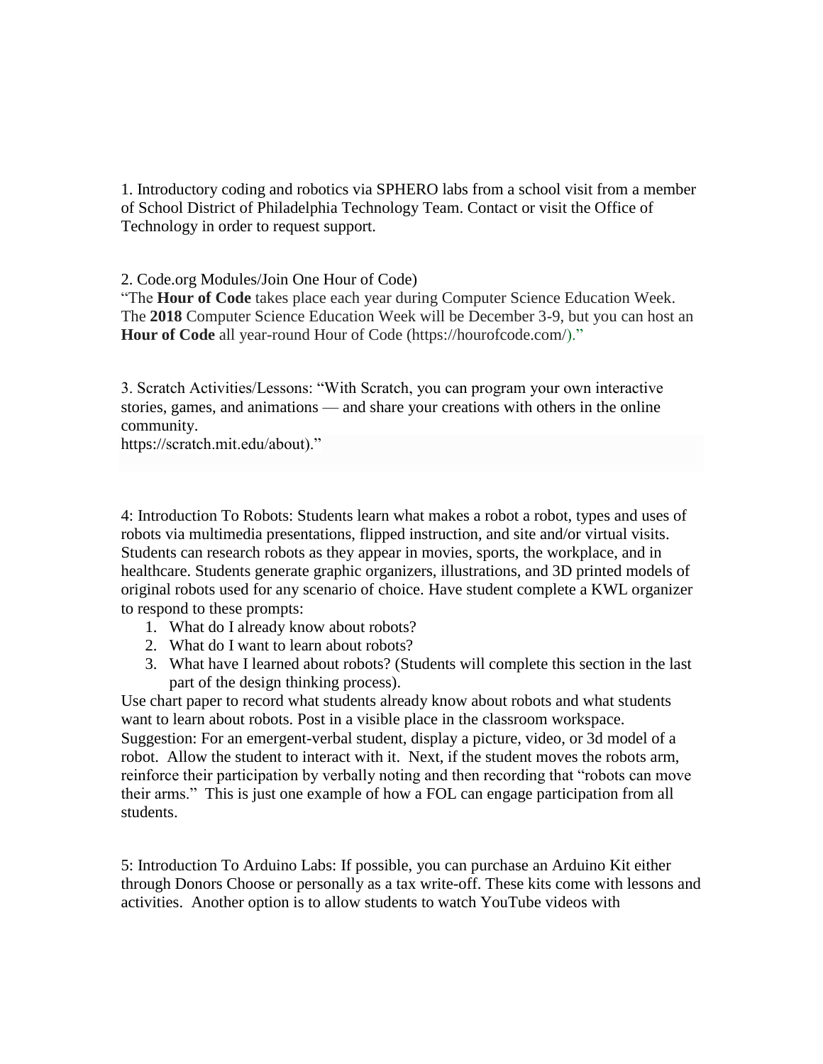1. Introductory coding and robotics via SPHERO labs from a school visit from a member of School District of Philadelphia Technology Team. Contact or visit the Office of Technology in order to request support.

2. Code.org Modules/Join One Hour of Code)
"The **Hour of Code** takes place each year during Computer Science Education Week. The **2018** Computer Science Education Week will be December 3-9, but you can host an **Hour of Code** all year-round Hour of Code (https://hourofcode.com/)."

3. Scratch Activities/Lessons: "With Scratch, you can program your own interactive stories, games, and animations — and share your creations with others in the online community.
https://scratch.mit.edu/about)."

4: Introduction To Robots: Students learn what makes a robot a robot, types and uses of robots via multimedia presentations, flipped instruction, and site and/or virtual visits. Students can research robots as they appear in movies, sports, the workplace, and in healthcare. Students generate graphic organizers, illustrations, and 3D printed models of original robots used for any scenario of choice. Have student complete a KWL organizer to respond to these prompts:

1. What do I already know about robots?
2. What do I want to learn about robots?
3. What have I learned about robots? (Students will complete this section in the last part of the design thinking process).

Use chart paper to record what students already know about robots and what students want to learn about robots. Post in a visible place in the classroom workspace. Suggestion: For an emergent-verbal student, display a picture, video, or 3d model of a robot. Allow the student to interact with it. Next, if the student moves the robots arm, reinforce their participation by verbally noting and then recording that "robots can move their arms." This is just one example of how a FOL can engage participation from all students.

5: Introduction To Arduino Labs: If possible, you can purchase an Arduino Kit either through Donors Choose or personally as a tax write-off. These kits come with lessons and activities. Another option is to allow students to watch YouTube videos with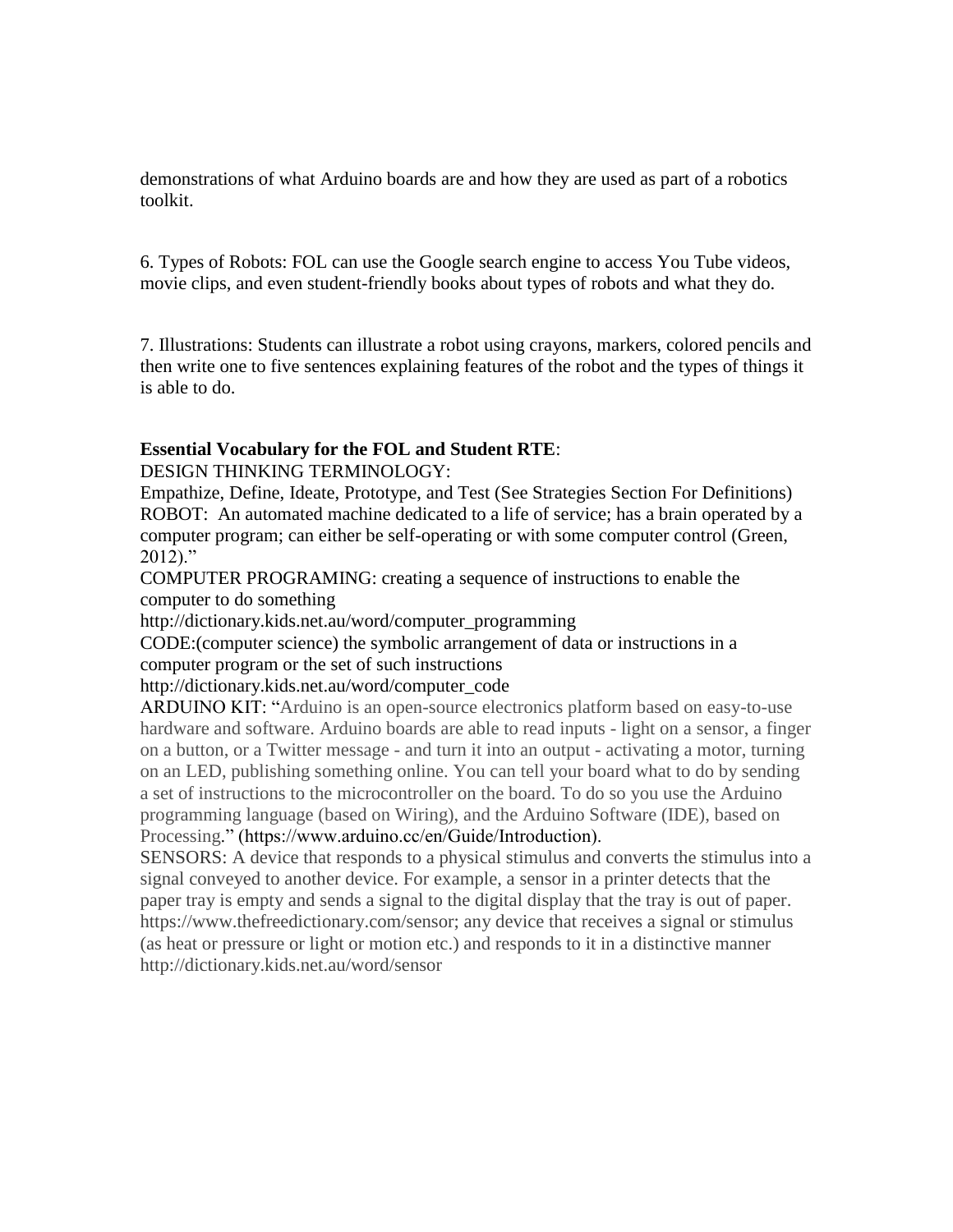demonstrations of what Arduino boards are and how they are used as part of a robotics toolkit.

6. Types of Robots: FOL can use the Google search engine to access You Tube videos, movie clips, and even student-friendly books about types of robots and what they do.

7. Illustrations: Students can illustrate a robot using crayons, markers, colored pencils and then write one to five sentences explaining features of the robot and the types of things it is able to do.

**Essential Vocabulary for the FOL and Student RTE**:

DESIGN THINKING TERMINOLOGY:

Empathize, Define, Ideate, Prototype, and Test (See Strategies Section For Definitions)

ROBOT: An automated machine dedicated to a life of service; has a brain operated by a computer program; can either be self-operating or with some computer control (Green, 2012)."

COMPUTER PROGRAMING: creating a sequence of instructions to enable the computer to do something

http://dictionary.kids.net.au/word/computer_programming

CODE:(computer science) the symbolic arrangement of data or instructions in a computer program or the set of such instructions

http://dictionary.kids.net.au/word/computer_code

ARDUINO KIT: "Arduino is an open-source electronics platform based on easy-to-use hardware and software. Arduino boards are able to read inputs - light on a sensor, a finger on a button, or a Twitter message - and turn it into an output - activating a motor, turning on an LED, publishing something online. You can tell your board what to do by sending a set of instructions to the microcontroller on the board. To do so you use the Arduino programming language (based on Wiring), and the Arduino Software (IDE), based on Processing." (https://www.arduino.cc/en/Guide/Introduction).

SENSORS: A device that responds to a physical stimulus and converts the stimulus into a signal conveyed to another device. For example, a sensor in a printer detects that the paper tray is empty and sends a signal to the digital display that the tray is out of paper. https://www.thefreedictionary.com/sensor; any device that receives a signal or stimulus (as heat or pressure or light or motion etc.) and responds to it in a distinctive manner http://dictionary.kids.net.au/word/sensor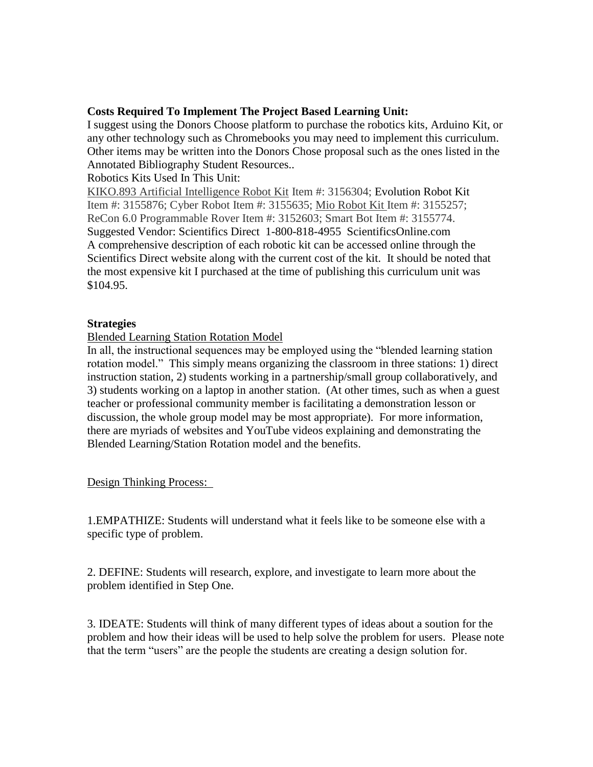**Costs Required To Implement The Project Based Learning Unit:**

I suggest using the Donors Choose platform to purchase the robotics kits, Arduino Kit, or any other technology such as Chromebooks you may need to implement this curriculum. Other items may be written into the Donors Chose proposal such as the ones listed in the Annotated Bibliography Student Resources..

Robotics Kits Used In This Unit:

KIKO.893 Artificial Intelligence Robot Kit Item #: 3156304; Evolution Robot Kit Item #: 3155876; Cyber Robot Item #: 3155635; Mio Robot Kit Item #: 3155257; ReCon 6.0 Programmable Rover Item #: 3152603; Smart Bot Item #: 3155774.

Suggested Vendor: Scientifics Direct 1-800-818-4955 ScientificsOnline.com

A comprehensive description of each robotic kit can be accessed online through the Scientifics Direct website along with the current cost of the kit. It should be noted that the most expensive kit I purchased at the time of publishing this curriculum unit was $104.95.

**Strategies**

Blended Learning Station Rotation Model

In all, the instructional sequences may be employed using the "blended learning station rotation model." This simply means organizing the classroom in three stations: 1) direct instruction station, 2) students working in a partnership/small group collaboratively, and 3) students working on a laptop in another station. (At other times, such as when a guest teacher or professional community member is facilitating a demonstration lesson or discussion, the whole group model may be most appropriate). For more information, there are myriads of websites and YouTube videos explaining and demonstrating the Blended Learning/Station Rotation model and the benefits.

Design Thinking Process:

1.EMPATHIZE: Students will understand what it feels like to be someone else with a specific type of problem.

2. DEFINE: Students will research, explore, and investigate to learn more about the problem identified in Step One.

3. IDEATE: Students will think of many different types of ideas about a soution for the problem and how their ideas will be used to help solve the problem for users. Please note that the term "users" are the people the students are creating a design solution for.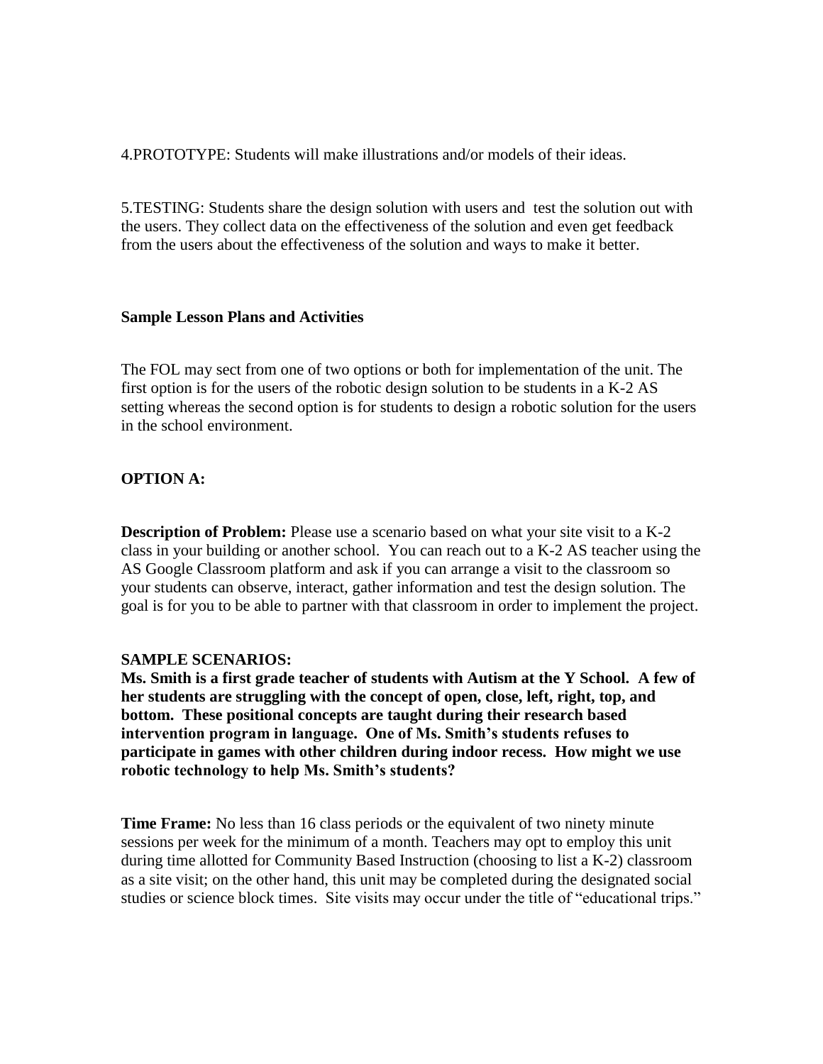4.PROTOTYPE: Students will make illustrations and/or models of their ideas.

5.TESTING: Students share the design solution with users and test the solution out with the users. They collect data on the effectiveness of the solution and even get feedback from the users about the effectiveness of the solution and ways to make it better.

**Sample Lesson Plans and Activities**

The FOL may sect from one of two options or both for implementation of the unit. The first option is for the users of the robotic design solution to be students in a K-2 AS setting whereas the second option is for students to design a robotic solution for the users in the school environment.

**OPTION A:**

**Description of Problem:** Please use a scenario based on what your site visit to a K-2 class in your building or another school. You can reach out to a K-2 AS teacher using the AS Google Classroom platform and ask if you can arrange a visit to the classroom so your students can observe, interact, gather information and test the design solution. The goal is for you to be able to partner with that classroom in order to implement the project.

**SAMPLE SCENARIOS:**
**Ms. Smith is a first grade teacher of students with Autism at the Y School. A few of her students are struggling with the concept of open, close, left, right, top, and bottom. These positional concepts are taught during their research based intervention program in language. One of Ms. Smith's students refuses to participate in games with other children during indoor recess. How might we use robotic technology to help Ms. Smith's students?**

**Time Frame:** No less than 16 class periods or the equivalent of two ninety minute sessions per week for the minimum of a month. Teachers may opt to employ this unit during time allotted for Community Based Instruction (choosing to list a K-2) classroom as a site visit; on the other hand, this unit may be completed during the designated social studies or science block times. Site visits may occur under the title of "educational trips."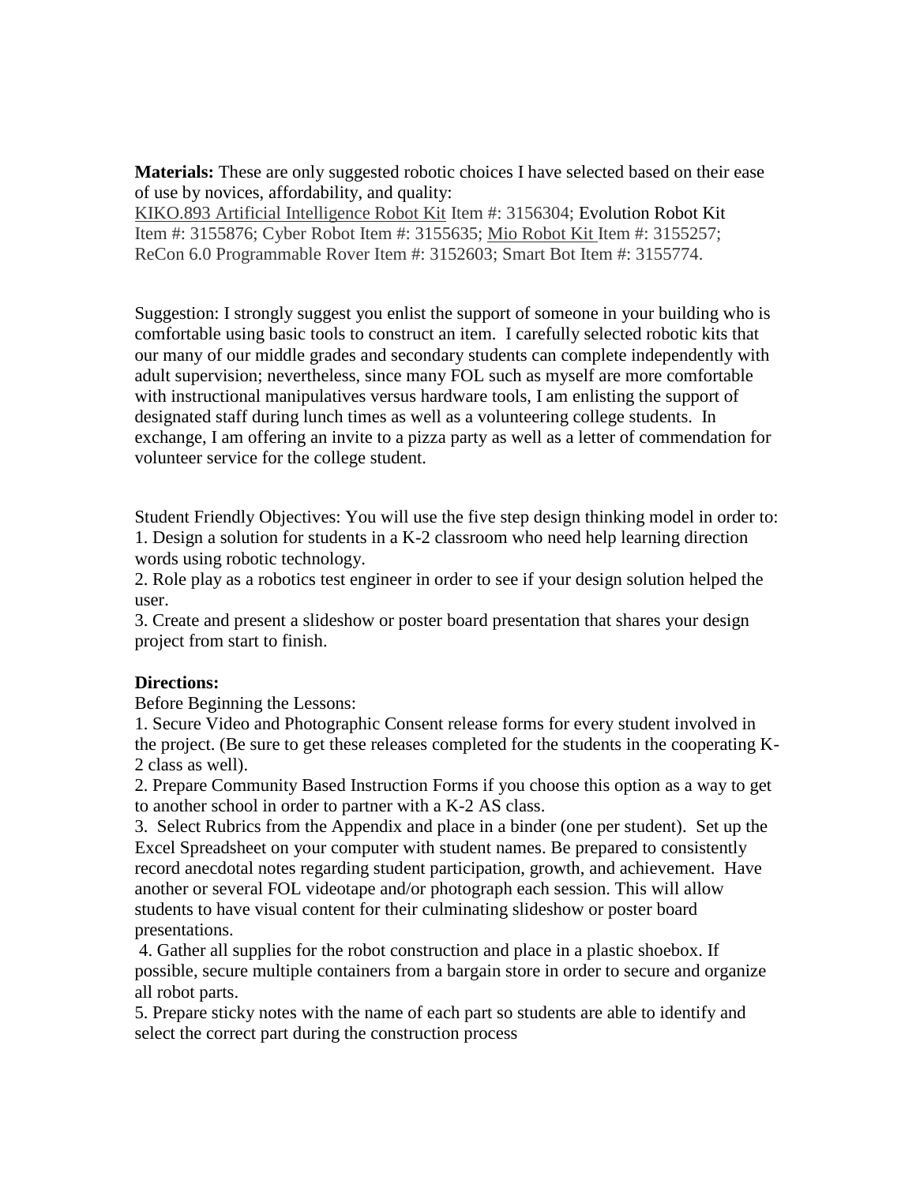**Materials:** These are only suggested robotic choices I have selected based on their ease of use by novices, affordability, and quality:
KIKO.893 Artificial Intelligence Robot Kit Item #: 3156304; Evolution Robot Kit Item #: 3155876; Cyber Robot Item #: 3155635; Mio Robot Kit Item #: 3155257; ReCon 6.0 Programmable Rover Item #: 3152603; Smart Bot Item #: 3155774.

Suggestion: I strongly suggest you enlist the support of someone in your building who is comfortable using basic tools to construct an item. I carefully selected robotic kits that our many of our middle grades and secondary students can complete independently with adult supervision; nevertheless, since many FOL such as myself are more comfortable with instructional manipulatives versus hardware tools, I am enlisting the support of designated staff during lunch times as well as a volunteering college students. In exchange, I am offering an invite to a pizza party as well as a letter of commendation for volunteer service for the college student.

Student Friendly Objectives: You will use the five step design thinking model in order to:
1. Design a solution for students in a K-2 classroom who need help learning direction words using robotic technology.
2. Role play as a robotics test engineer in order to see if your design solution helped the user.
3. Create and present a slideshow or poster board presentation that shares your design project from start to finish.

**Directions:**

Before Beginning the Lessons:

1. Secure Video and Photographic Consent release forms for every student involved in the project. (Be sure to get these releases completed for the students in the cooperating K-2 class as well).
2. Prepare Community Based Instruction Forms if you choose this option as a way to get to another school in order to partner with a K-2 AS class.
3. Select Rubrics from the Appendix and place in a binder (one per student). Set up the Excel Spreadsheet on your computer with student names. Be prepared to consistently record anecdotal notes regarding student participation, growth, and achievement. Have another or several FOL videotape and/or photograph each session. This will allow students to have visual content for their culminating slideshow or poster board presentations.
4. Gather all supplies for the robot construction and place in a plastic shoebox. If possible, secure multiple containers from a bargain store in order to secure and organize all robot parts.
5. Prepare sticky notes with the name of each part so students are able to identify and select the correct part during the construction process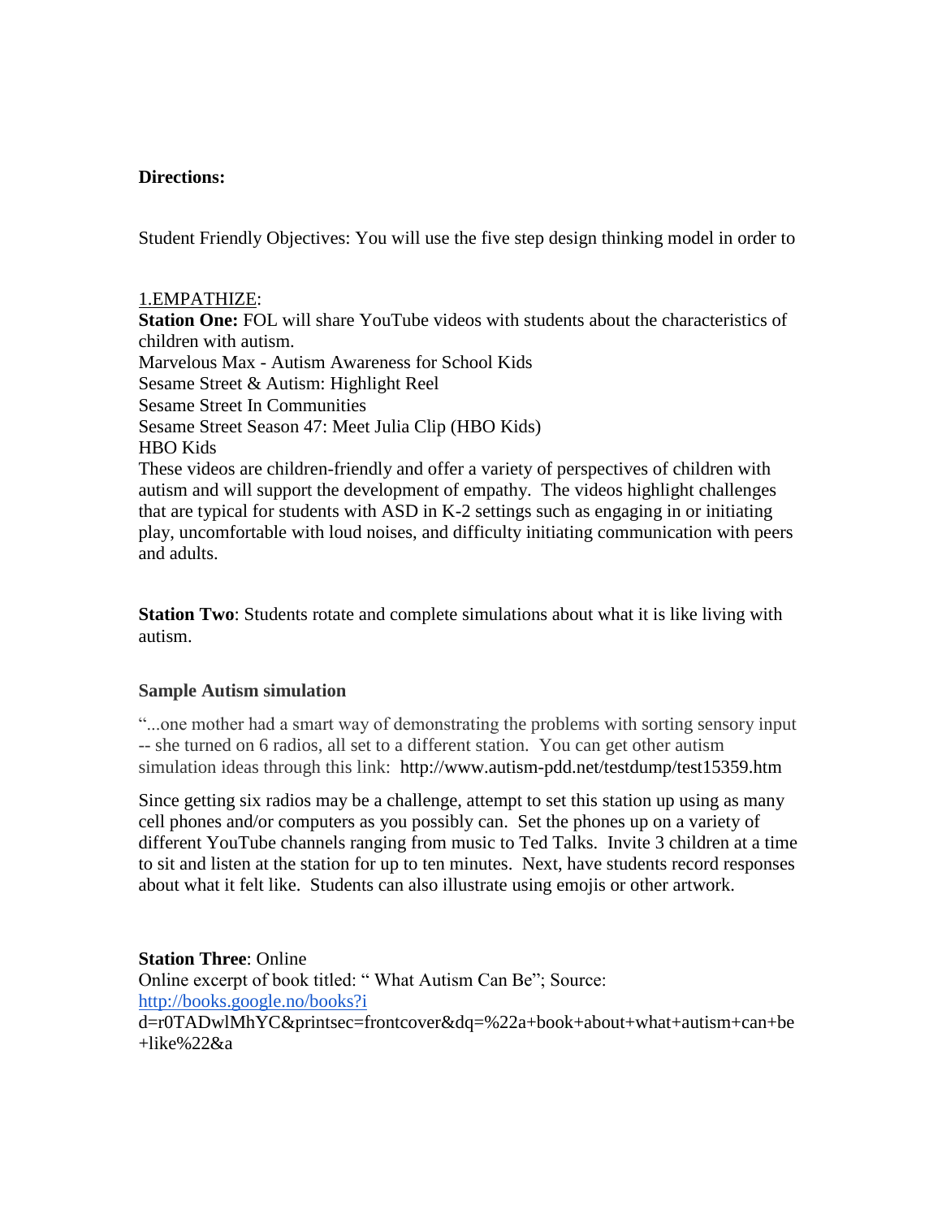**Directions:**

Student Friendly Objectives: You will use the five step design thinking model in order to

1.EMPATHIZE:

**Station One:** FOL will share YouTube videos with students about the characteristics of children with autism.

Marvelous Max - Autism Awareness for School Kids

Sesame Street & Autism: Highlight Reel

Sesame Street In Communities

Sesame Street Season 47: Meet Julia Clip (HBO Kids)

HBO Kids

These videos are children-friendly and offer a variety of perspectives of children with autism and will support the development of empathy. The videos highlight challenges that are typical for students with ASD in K-2 settings such as engaging in or initiating play, uncomfortable with loud noises, and difficulty initiating communication with peers and adults.

**Station Two**: Students rotate and complete simulations about what it is like living with autism.

**Sample Autism simulation**

"...one mother had a smart way of demonstrating the problems with sorting sensory input -- she turned on 6 radios, all set to a different station. You can get other autism simulation ideas through this link: http://www.autism-pdd.net/testdump/test15359.htm

Since getting six radios may be a challenge, attempt to set this station up using as many cell phones and/or computers as you possibly can. Set the phones up on a variety of different YouTube channels ranging from music to Ted Talks. Invite 3 children at a time to sit and listen at the station for up to ten minutes. Next, have students record responses about what it felt like. Students can also illustrate using emojis or other artwork.

**Station Three**: Online

Online excerpt of book titled: " What Autism Can Be"; Source: http://books.google.no/books?id=r0TADwlMhYC&printsec=frontcover&dq=%22a+book+about+what+autism+can+be+like%22&a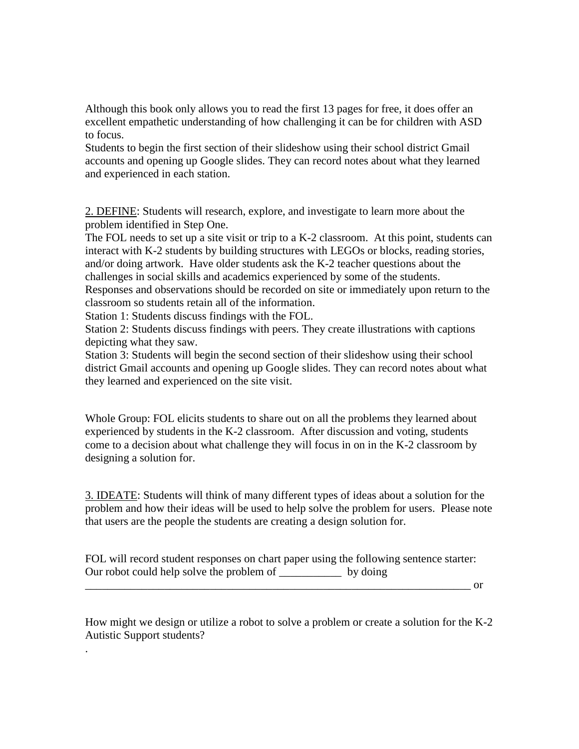Although this book only allows you to read the first 13 pages for free, it does offer an excellent empathetic understanding of how challenging it can be for children with ASD to focus.
Students to begin the first section of their slideshow using their school district Gmail accounts and opening up Google slides. They can record notes about what they learned and experienced in each station.

<u>2. DEFINE</u>: Students will research, explore, and investigate to learn more about the problem identified in Step One.
The FOL needs to set up a site visit or trip to a K-2 classroom. At this point, students can interact with K-2 students by building structures with LEGOs or blocks, reading stories, and/or doing artwork. Have older students ask the K-2 teacher questions about the challenges in social skills and academics experienced by some of the students. Responses and observations should be recorded on site or immediately upon return to the classroom so students retain all of the information.
Station 1: Students discuss findings with the FOL.
Station 2: Students discuss findings with peers. They create illustrations with captions depicting what they saw.
Station 3: Students will begin the second section of their slideshow using their school district Gmail accounts and opening up Google slides. They can record notes about what they learned and experienced on the site visit.

Whole Group: FOL elicits students to share out on all the problems they learned about experienced by students in the K-2 classroom. After discussion and voting, students come to a decision about what challenge they will focus in on in the K-2 classroom by designing a solution for.

<u>3. IDEATE</u>: Students will think of many different types of ideas about a solution for the problem and how their ideas will be used to help solve the problem for users. Please note that users are the people the students are creating a design solution for.

FOL will record student responses on chart paper using the following sentence starter:
Our robot could help solve the problem of ___________ by doing
_________________________________________________________________________ or

How might we design or utilize a robot to solve a problem or create a solution for the K-2 Autistic Support students?

.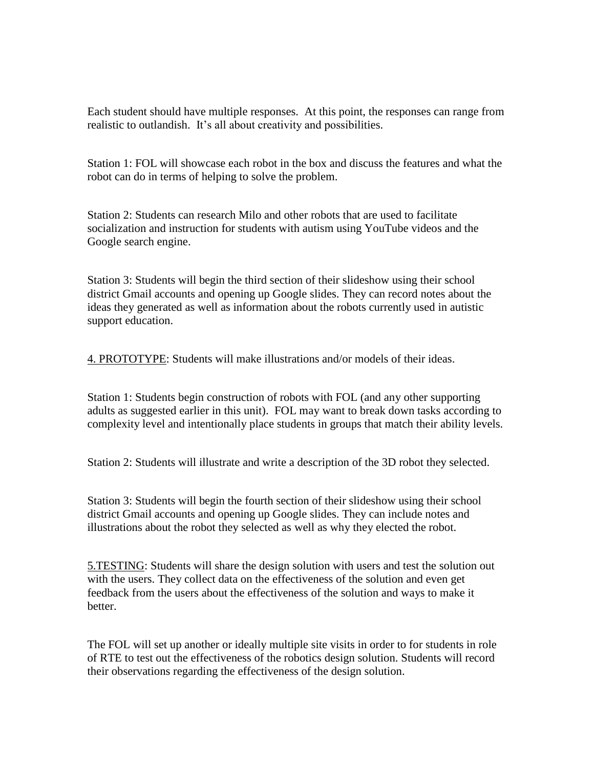Each student should have multiple responses. At this point, the responses can range from realistic to outlandish. It's all about creativity and possibilities.

Station 1: FOL will showcase each robot in the box and discuss the features and what the robot can do in terms of helping to solve the problem.

Station 2: Students can research Milo and other robots that are used to facilitate socialization and instruction for students with autism using YouTube videos and the Google search engine.

Station 3: Students will begin the third section of their slideshow using their school district Gmail accounts and opening up Google slides. They can record notes about the ideas they generated as well as information about the robots currently used in autistic support education.

<u>4. PROTOTYPE</u>: Students will make illustrations and/or models of their ideas.

Station 1: Students begin construction of robots with FOL (and any other supporting adults as suggested earlier in this unit). FOL may want to break down tasks according to complexity level and intentionally place students in groups that match their ability levels.

Station 2: Students will illustrate and write a description of the 3D robot they selected.

Station 3: Students will begin the fourth section of their slideshow using their school district Gmail accounts and opening up Google slides. They can include notes and illustrations about the robot they selected as well as why they elected the robot.

<u>5.TESTING</u>: Students will share the design solution with users and test the solution out with the users. They collect data on the effectiveness of the solution and even get feedback from the users about the effectiveness of the solution and ways to make it better.

The FOL will set up another or ideally multiple site visits in order to for students in role of RTE to test out the effectiveness of the robotics design solution. Students will record their observations regarding the effectiveness of the design solution.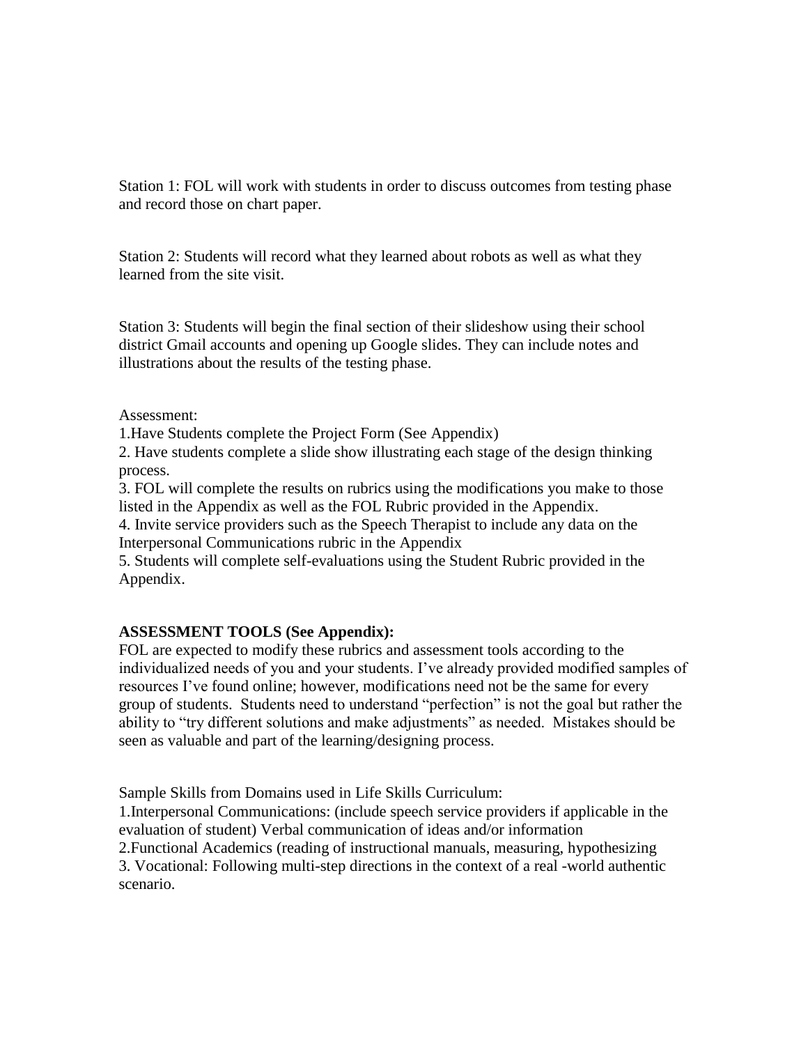Station 1: FOL will work with students in order to discuss outcomes from testing phase and record those on chart paper.

Station 2: Students will record what they learned about robots as well as what they learned from the site visit.

Station 3: Students will begin the final section of their slideshow using their school district Gmail accounts and opening up Google slides. They can include notes and illustrations about the results of the testing phase.

Assessment:
1.Have Students complete the Project Form (See Appendix)
2. Have students complete a slide show illustrating each stage of the design thinking process.
3. FOL will complete the results on rubrics using the modifications you make to those listed in the Appendix as well as the FOL Rubric provided in the Appendix.
4. Invite service providers such as the Speech Therapist to include any data on the Interpersonal Communications rubric in the Appendix
5. Students will complete self-evaluations using the Student Rubric provided in the Appendix.

**ASSESSMENT TOOLS (See Appendix):**
FOL are expected to modify these rubrics and assessment tools according to the individualized needs of you and your students. I've already provided modified samples of resources I've found online; however, modifications need not be the same for every group of students. Students need to understand "perfection" is not the goal but rather the ability to "try different solutions and make adjustments" as needed. Mistakes should be seen as valuable and part of the learning/designing process.

Sample Skills from Domains used in Life Skills Curriculum:
1.Interpersonal Communications: (include speech service providers if applicable in the evaluation of student) Verbal communication of ideas and/or information
2.Functional Academics (reading of instructional manuals, measuring, hypothesizing
3. Vocational: Following multi-step directions in the context of a real -world authentic scenario.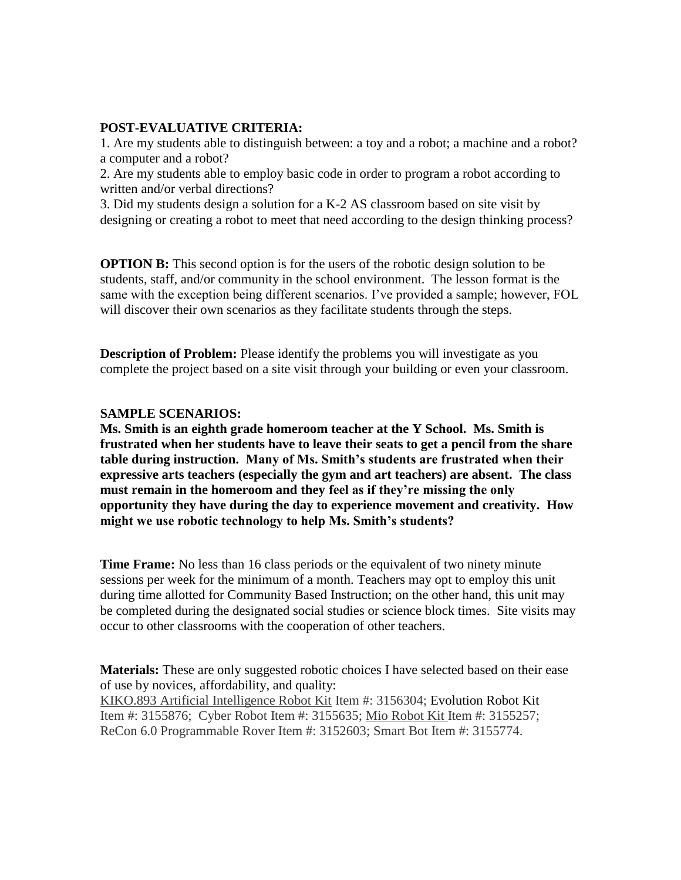**POST-EVALUATIVE CRITERIA:**

1. Are my students able to distinguish between: a toy and a robot; a machine and a robot? a computer and a robot?
2. Are my students able to employ basic code in order to program a robot according to written and/or verbal directions?
3. Did my students design a solution for a K-2 AS classroom based on site visit by designing or creating a robot to meet that need according to the design thinking process?

**OPTION B:** This second option is for the users of the robotic design solution to be students, staff, and/or community in the school environment. The lesson format is the same with the exception being different scenarios. I've provided a sample; however, FOL will discover their own scenarios as they facilitate students through the steps.

**Description of Problem:** Please identify the problems you will investigate as you complete the project based on a site visit through your building or even your classroom.

**SAMPLE SCENARIOS:**

**Ms. Smith is an eighth grade homeroom teacher at the Y School. Ms. Smith is frustrated when her students have to leave their seats to get a pencil from the share table during instruction. Many of Ms. Smith's students are frustrated when their expressive arts teachers (especially the gym and art teachers) are absent. The class must remain in the homeroom and they feel as if they're missing the only opportunity they have during the day to experience movement and creativity. How might we use robotic technology to help Ms. Smith's students?**

**Time Frame:** No less than 16 class periods or the equivalent of two ninety minute sessions per week for the minimum of a month. Teachers may opt to employ this unit during time allotted for Community Based Instruction; on the other hand, this unit may be completed during the designated social studies or science block times. Site visits may occur to other classrooms with the cooperation of other teachers.

**Materials:** These are only suggested robotic choices I have selected based on their ease of use by novices, affordability, and quality:
KIKO.893 Artificial Intelligence Robot Kit Item #: 3156304; Evolution Robot Kit Item #: 3155876; Cyber Robot Item #: 3155635; Mio Robot Kit Item #: 3155257; ReCon 6.0 Programmable Rover Item #: 3152603; Smart Bot Item #: 3155774.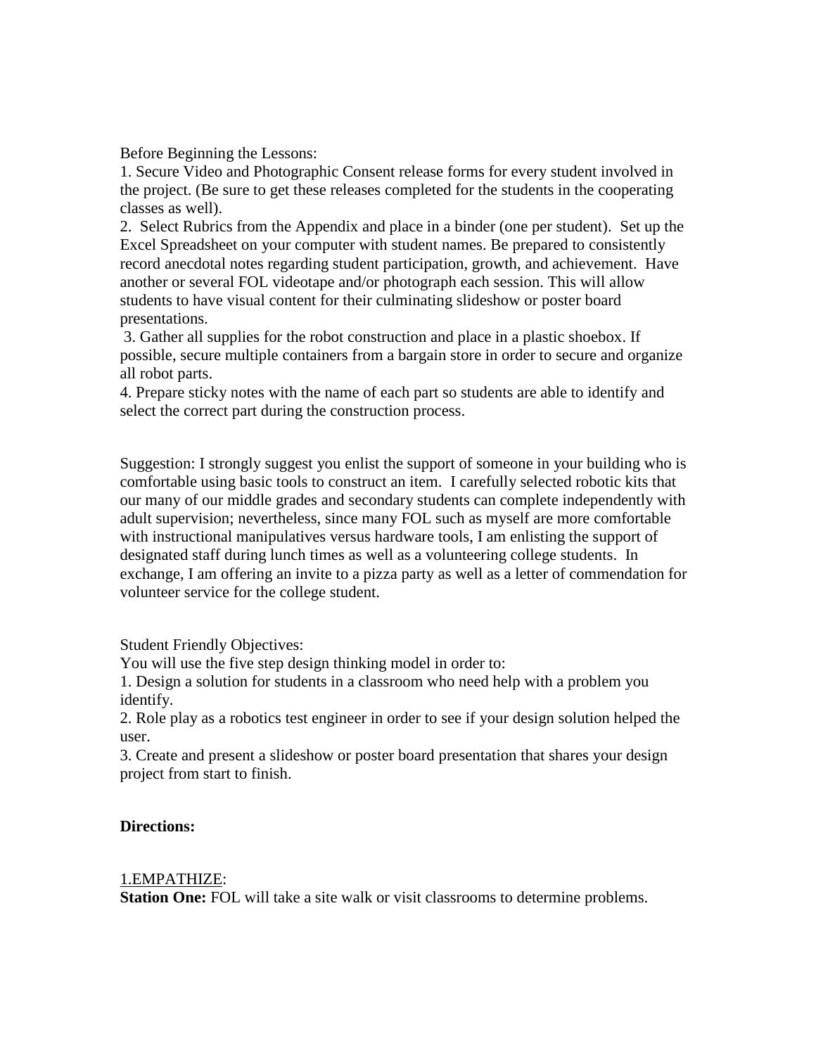Before Beginning the Lessons:

1. Secure Video and Photographic Consent release forms for every student involved in the project. (Be sure to get these releases completed for the students in the cooperating classes as well).
2. Select Rubrics from the Appendix and place in a binder (one per student). Set up the Excel Spreadsheet on your computer with student names. Be prepared to consistently record anecdotal notes regarding student participation, growth, and achievement. Have another or several FOL videotape and/or photograph each session. This will allow students to have visual content for their culminating slideshow or poster board presentations.
3. Gather all supplies for the robot construction and place in a plastic shoebox. If possible, secure multiple containers from a bargain store in order to secure and organize all robot parts.
4. Prepare sticky notes with the name of each part so students are able to identify and select the correct part during the construction process.

Suggestion: I strongly suggest you enlist the support of someone in your building who is comfortable using basic tools to construct an item. I carefully selected robotic kits that our many of our middle grades and secondary students can complete independently with adult supervision; nevertheless, since many FOL such as myself are more comfortable with instructional manipulatives versus hardware tools, I am enlisting the support of designated staff during lunch times as well as a volunteering college students. In exchange, I am offering an invite to a pizza party as well as a letter of commendation for volunteer service for the college student.

Student Friendly Objectives:

You will use the five step design thinking model in order to:

1. Design a solution for students in a classroom who need help with a problem you identify.
2. Role play as a robotics test engineer in order to see if your design solution helped the user.
3. Create and present a slideshow or poster board presentation that shares your design project from start to finish.

**Directions:**

1.EMPATHIZE:

**Station One:** FOL will take a site walk or visit classrooms to determine problems.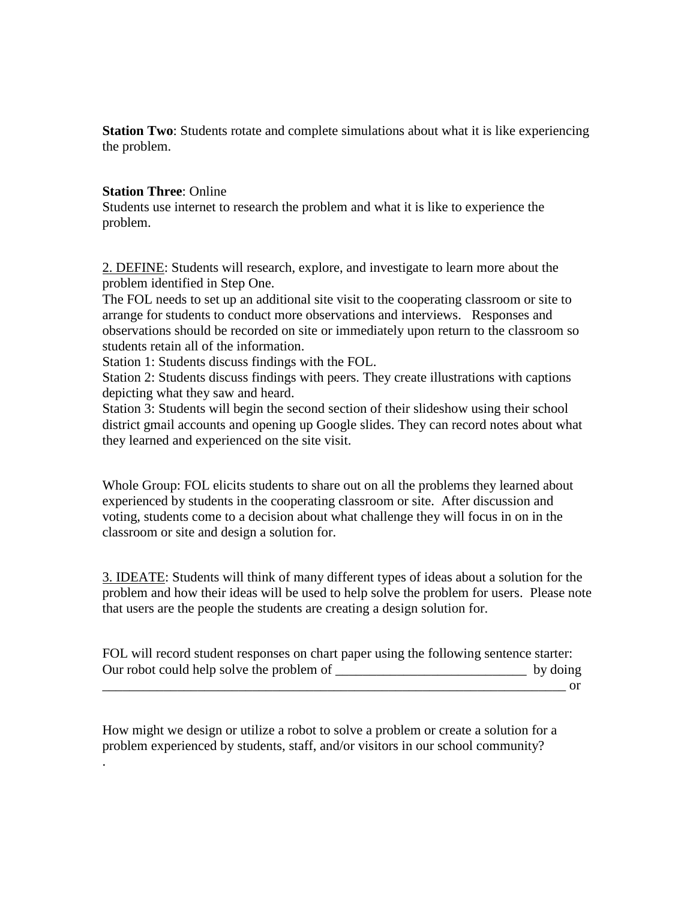**Station Two**: Students rotate and complete simulations about what it is like experiencing the problem.

**Station Three**: Online
Students use internet to research the problem and what it is like to experience the problem.

2. DEFINE: Students will research, explore, and investigate to learn more about the problem identified in Step One.
The FOL needs to set up an additional site visit to the cooperating classroom or site to arrange for students to conduct more observations and interviews. Responses and observations should be recorded on site or immediately upon return to the classroom so students retain all of the information.
Station 1: Students discuss findings with the FOL.
Station 2: Students discuss findings with peers. They create illustrations with captions depicting what they saw and heard.
Station 3: Students will begin the second section of their slideshow using their school district gmail accounts and opening up Google slides. They can record notes about what they learned and experienced on the site visit.

Whole Group: FOL elicits students to share out on all the problems they learned about experienced by students in the cooperating classroom or site. After discussion and voting, students come to a decision about what challenge they will focus in on in the classroom or site and design a solution for.

3. IDEATE: Students will think of many different types of ideas about a solution for the problem and how their ideas will be used to help solve the problem for users. Please note that users are the people the students are creating a design solution for.

FOL will record student responses on chart paper using the following sentence starter:
Our robot could help solve the problem of ____________________________ by doing ________________________________________________________________________ or

How might we design or utilize a robot to solve a problem or create a solution for a problem experienced by students, staff, and/or visitors in our school community?
.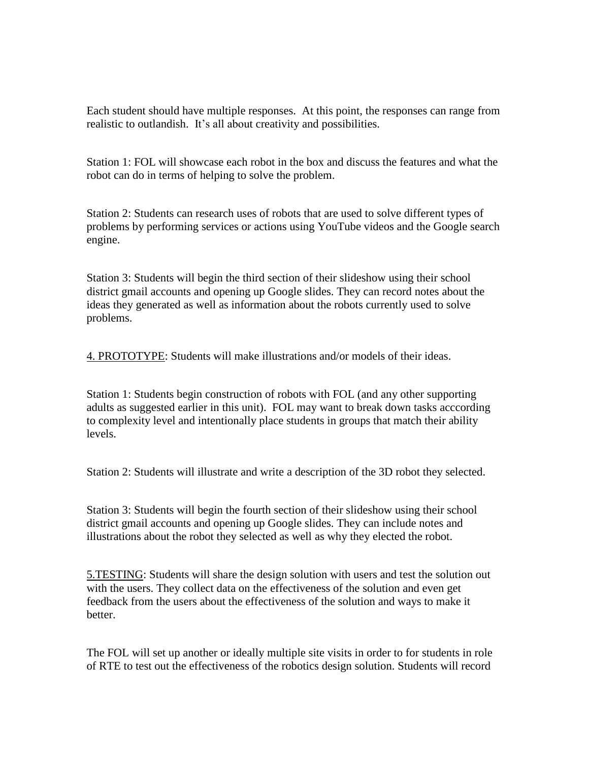Each student should have multiple responses. At this point, the responses can range from realistic to outlandish. It's all about creativity and possibilities.

Station 1: FOL will showcase each robot in the box and discuss the features and what the robot can do in terms of helping to solve the problem.

Station 2: Students can research uses of robots that are used to solve different types of problems by performing services or actions using YouTube videos and the Google search engine.

Station 3: Students will begin the third section of their slideshow using their school district gmail accounts and opening up Google slides. They can record notes about the ideas they generated as well as information about the robots currently used to solve problems.

<u>4. PROTOTYPE</u>: Students will make illustrations and/or models of their ideas.

Station 1: Students begin construction of robots with FOL (and any other supporting adults as suggested earlier in this unit). FOL may want to break down tasks acccording to complexity level and intentionally place students in groups that match their ability levels.

Station 2: Students will illustrate and write a description of the 3D robot they selected.

Station 3: Students will begin the fourth section of their slideshow using their school district gmail accounts and opening up Google slides. They can include notes and illustrations about the robot they selected as well as why they elected the robot.

<u>5.TESTING</u>: Students will share the design solution with users and test the solution out with the users. They collect data on the effectiveness of the solution and even get feedback from the users about the effectiveness of the solution and ways to make it better.

The FOL will set up another or ideally multiple site visits in order to for students in role of RTE to test out the effectiveness of the robotics design solution. Students will record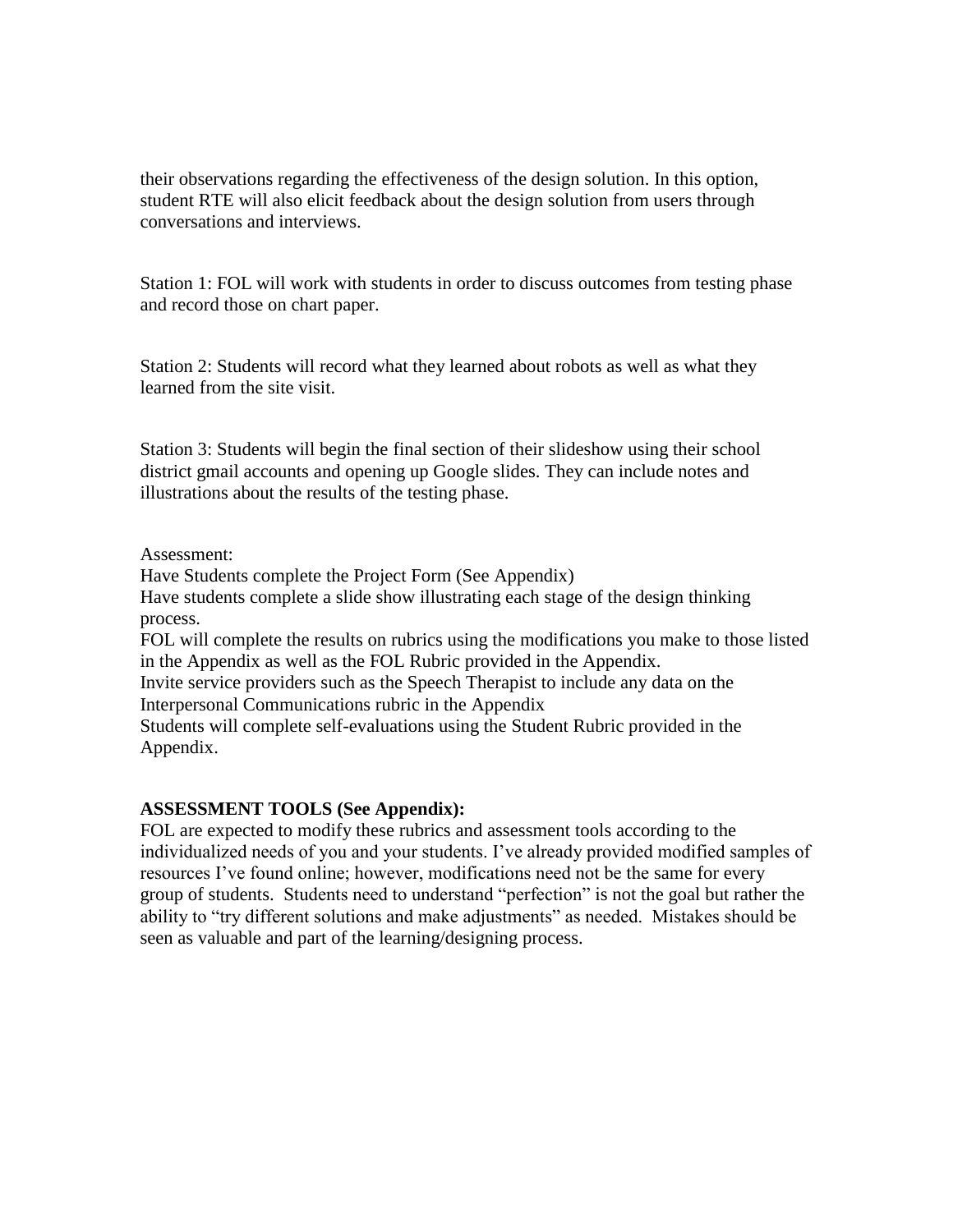their observations regarding the effectiveness of the design solution. In this option, student RTE will also elicit feedback about the design solution from users through conversations and interviews.

Station 1: FOL will work with students in order to discuss outcomes from testing phase and record those on chart paper.

Station 2: Students will record what they learned about robots as well as what they learned from the site visit.

Station 3: Students will begin the final section of their slideshow using their school district gmail accounts and opening up Google slides. They can include notes and illustrations about the results of the testing phase.

Assessment:
Have Students complete the Project Form (See Appendix)
Have students complete a slide show illustrating each stage of the design thinking process.
FOL will complete the results on rubrics using the modifications you make to those listed in the Appendix as well as the FOL Rubric provided in the Appendix.
Invite service providers such as the Speech Therapist to include any data on the Interpersonal Communications rubric in the Appendix
Students will complete self-evaluations using the Student Rubric provided in the Appendix.

**ASSESSMENT TOOLS (See Appendix):**
FOL are expected to modify these rubrics and assessment tools according to the individualized needs of you and your students. I've already provided modified samples of resources I've found online; however, modifications need not be the same for every group of students. Students need to understand "perfection" is not the goal but rather the ability to "try different solutions and make adjustments" as needed. Mistakes should be seen as valuable and part of the learning/designing process.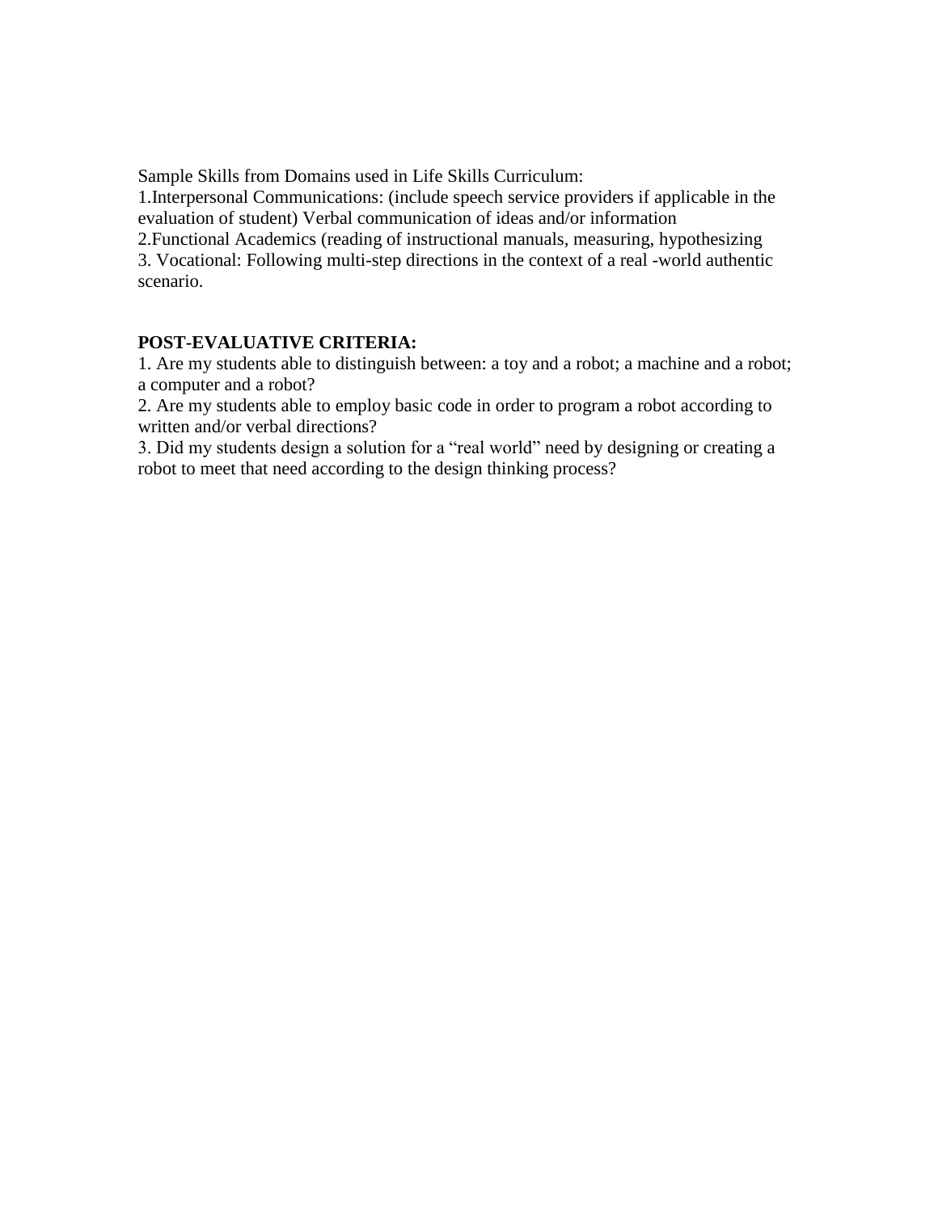Sample Skills from Domains used in Life Skills Curriculum:

1.Interpersonal Communications: (include speech service providers if applicable in the evaluation of student) Verbal communication of ideas and/or information

2.Functional Academics (reading of instructional manuals, measuring, hypothesizing

3. Vocational: Following multi-step directions in the context of a real -world authentic scenario.

**POST-EVALUATIVE CRITERIA:**

1. Are my students able to distinguish between: a toy and a robot; a machine and a robot; a computer and a robot?
2. Are my students able to employ basic code in order to program a robot according to written and/or verbal directions?
3. Did my students design a solution for a "real world" need by designing or creating a robot to meet that need according to the design thinking process?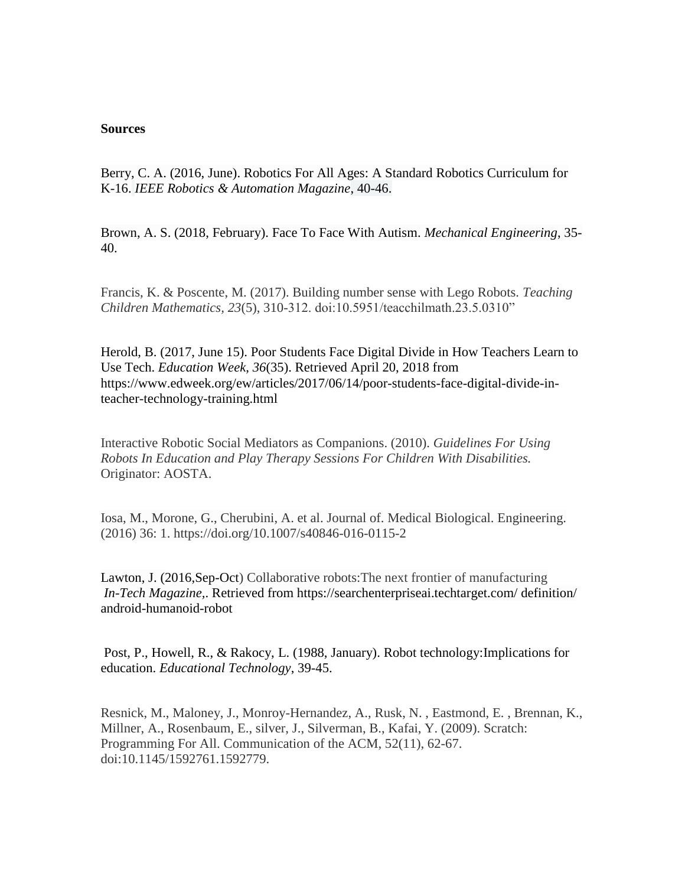**Sources**

Berry, C. A. (2016, June). Robotics For All Ages: A Standard Robotics Curriculum for K-16. *IEEE Robotics & Automation Magazine*, 40-46.

Brown, A. S. (2018, February). Face To Face With Autism. *Mechanical Engineering*, 35-40.

Francis, K. & Poscente, M. (2017). Building number sense with Lego Robots. *Teaching Children Mathematics*, *23*(5), 310-312. doi:10.5951/teacchilmath.23.5.0310"

Herold, B. (2017, June 15). Poor Students Face Digital Divide in How Teachers Learn to Use Tech. *Education Week*, *36*(35). Retrieved April 20, 2018 from https://www.edweek.org/ew/articles/2017/06/14/poor-students-face-digital-divide-in-teacher-technology-training.html

Interactive Robotic Social Mediators as Companions. (2010). *Guidelines For Using Robots In Education and Play Therapy Sessions For Children With Disabilities.* Originator: AOSTA.

Iosa, M., Morone, G., Cherubini, A. et al. Journal of. Medical Biological. Engineering. (2016) 36: 1. https://doi.org/10.1007/s40846-016-0115-2

Lawton, J. (2016,Sep-Oct) Collaborative robots:The next frontier of manufacturing *In-Tech Magazine,*. Retrieved from https://searchenterpriseai.techtarget.com/ definition/ android-humanoid-robot

Post, P., Howell, R., & Rakocy, L. (1988, January). Robot technology:Implications for education. *Educational Technology*, 39-45.

Resnick, M., Maloney, J., Monroy-Hernandez, A., Rusk, N. , Eastmond, E. , Brennan, K., Millner, A., Rosenbaum, E., silver, J., Silverman, B., Kafai, Y. (2009). Scratch: Programming For All. Communication of the ACM, 52(11), 62-67. doi:10.1145/1592761.1592779.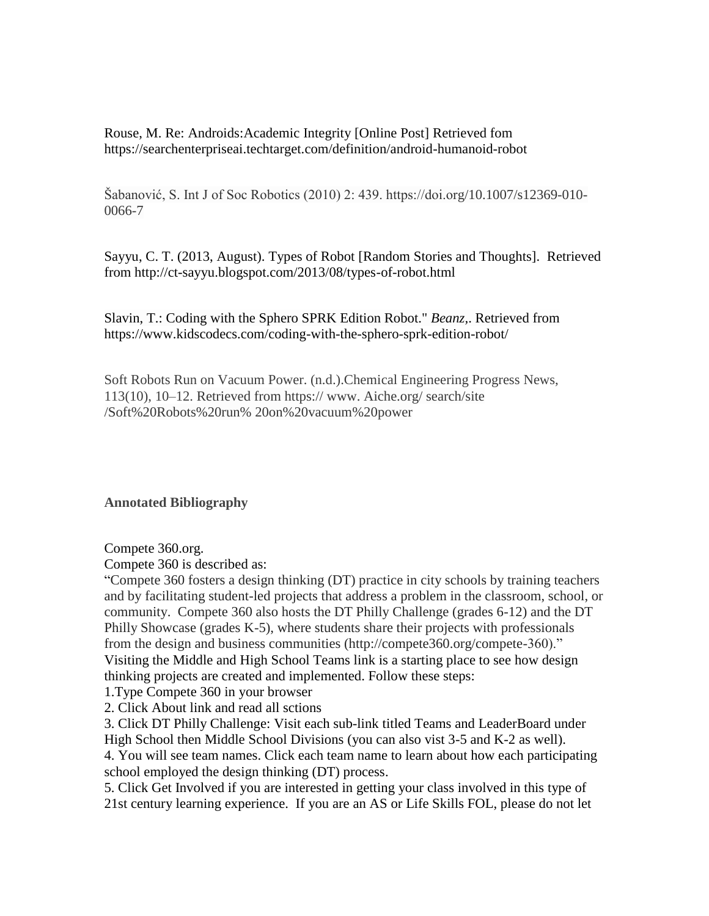Rouse, M. Re: Androids:Academic Integrity [Online Post] Retrieved fom https://searchenterpriseai.techtarget.com/definition/android-humanoid-robot

Šabanović, S. Int J of Soc Robotics (2010) 2: 439. https://doi.org/10.1007/s12369-010-0066-7

Sayyu, C. T. (2013, August). Types of Robot [Random Stories and Thoughts]. Retrieved from http://ct-sayyu.blogspot.com/2013/08/types-of-robot.html

Slavin, T.: Coding with the Sphero SPRK Edition Robot." *Beanz,*. Retrieved from https://www.kidscodecs.com/coding-with-the-sphero-sprk-edition-robot/

Soft Robots Run on Vacuum Power. (n.d.).Chemical Engineering Progress News, 113(10), 10–12. Retrieved from https:// www. Aiche.org/ search/site /Soft%20Robots%20run% 20on%20vacuum%20power

**Annotated Bibliography**

Compete 360.org.
Compete 360 is described as:
"Compete 360 fosters a design thinking (DT) practice in city schools by training teachers and by facilitating student-led projects that address a problem in the classroom, school, or community. Compete 360 also hosts the DT Philly Challenge (grades 6-12) and the DT Philly Showcase (grades K-5), where students share their projects with professionals from the design and business communities (http://compete360.org/compete-360)."
Visiting the Middle and High School Teams link is a starting place to see how design thinking projects are created and implemented. Follow these steps:
1.Type Compete 360 in your browser
2. Click About link and read all sctions
3. Click DT Philly Challenge: Visit each sub-link titled Teams and LeaderBoard under High School then Middle School Divisions (you can also vist 3-5 and K-2 as well).
4. You will see team names. Click each team name to learn about how each participating school employed the design thinking (DT) process.
5. Click Get Involved if you are interested in getting your class involved in this type of 21st century learning experience. If you are an AS or Life Skills FOL, please do not let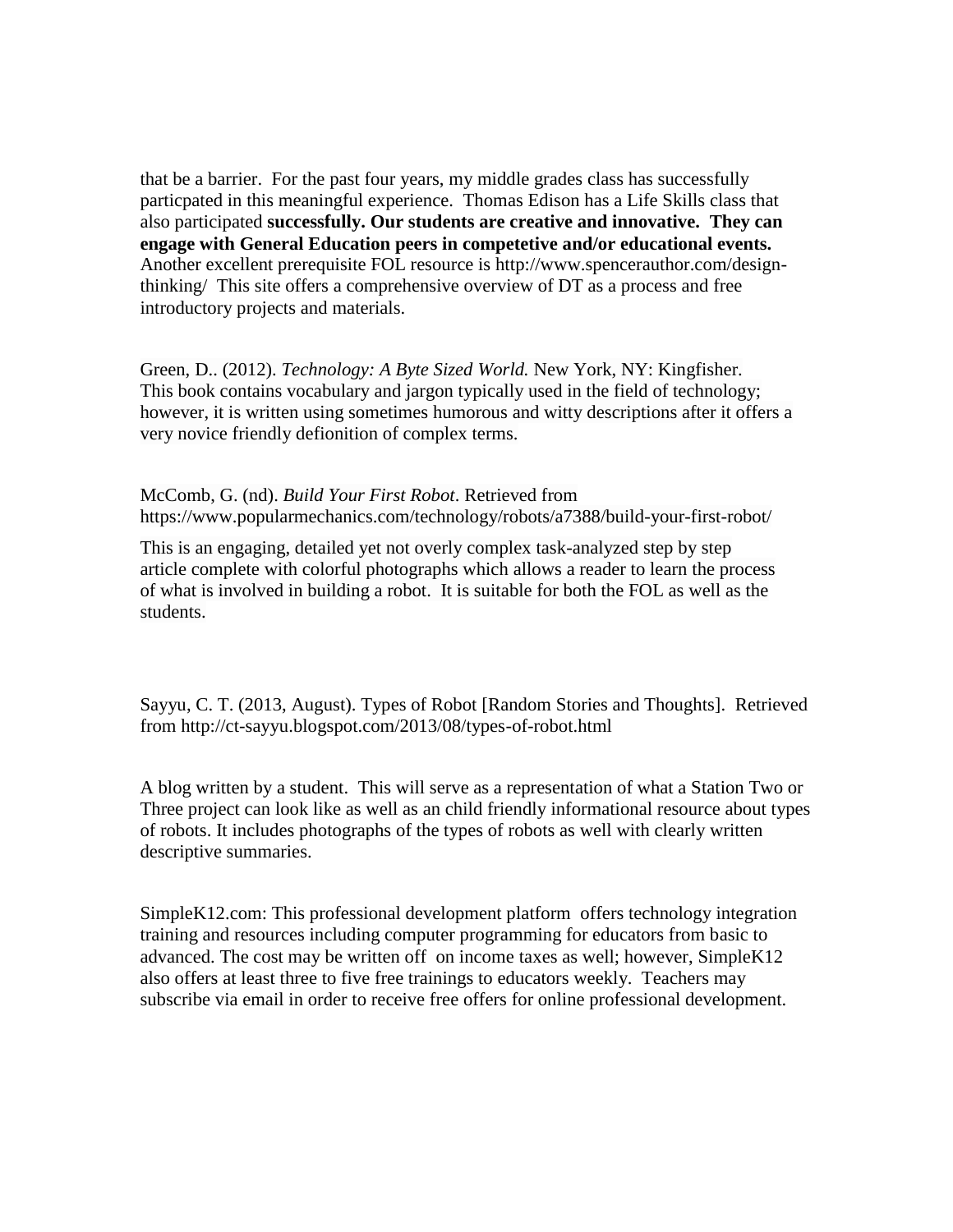that be a barrier. For the past four years, my middle grades class has successfully particpated in this meaningful experience. Thomas Edison has a Life Skills class that also participated **successfully. Our students are creative and innovative. They can engage with General Education peers in competetive and/or educational events.** Another excellent prerequisite FOL resource is http://www.spencerauthor.com/design-thinking/ This site offers a comprehensive overview of DT as a process and free introductory projects and materials.

Green, D.. (2012). *Technology: A Byte Sized World.* New York, NY: Kingfisher. This book contains vocabulary and jargon typically used in the field of technology; however, it is written using sometimes humorous and witty descriptions after it offers a very novice friendly defionition of complex terms.

McComb, G. (nd). *Build Your First Robot*. Retrieved from https://www.popularmechanics.com/technology/robots/a7388/build-your-first-robot/

This is an engaging, detailed yet not overly complex task-analyzed step by step article complete with colorful photographs which allows a reader to learn the process of what is involved in building a robot. It is suitable for both the FOL as well as the students.

Sayyu, C. T. (2013, August). Types of Robot [Random Stories and Thoughts]. Retrieved from http://ct-sayyu.blogspot.com/2013/08/types-of-robot.html

A blog written by a student. This will serve as a representation of what a Station Two or Three project can look like as well as an child friendly informational resource about types of robots. It includes photographs of the types of robots as well with clearly written descriptive summaries.

SimpleK12.com: This professional development platform offers technology integration training and resources including computer programming for educators from basic to advanced. The cost may be written off on income taxes as well; however, SimpleK12 also offers at least three to five free trainings to educators weekly. Teachers may subscribe via email in order to receive free offers for online professional development.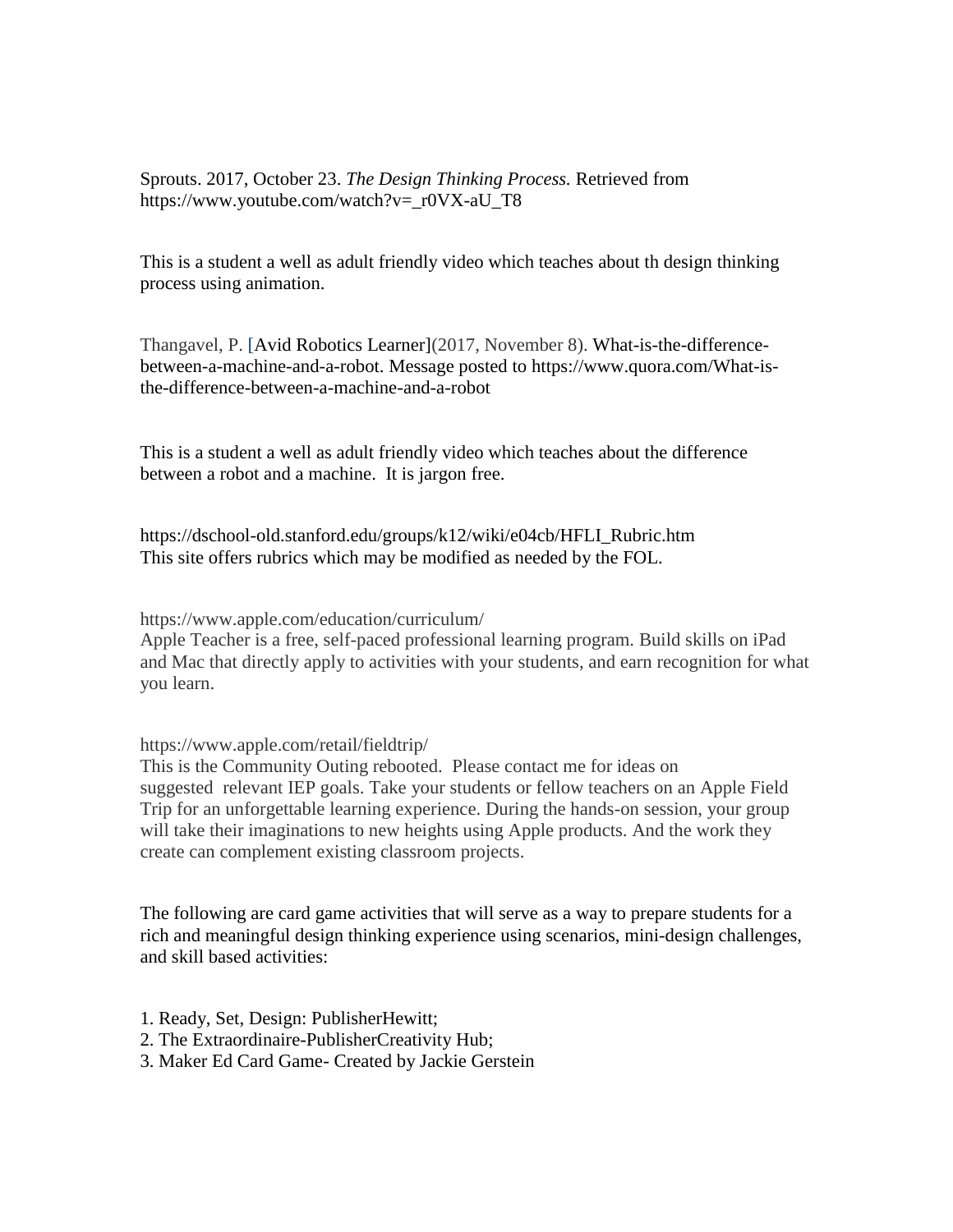Sprouts. 2017, October 23. *The Design Thinking Process.* Retrieved from https://www.youtube.com/watch?v=_r0VX-aU_T8

This is a student a well as adult friendly video which teaches about th design thinking process using animation.

Thangavel, P. [Avid Robotics Learner](2017, November 8). What-is-the-difference-between-a-machine-and-a-robot. Message posted to https://www.quora.com/What-is-the-difference-between-a-machine-and-a-robot

This is a student a well as adult friendly video which teaches about the difference between a robot and a machine. It is jargon free.

https://dschool-old.stanford.edu/groups/k12/wiki/e04cb/HFLI_Rubric.htm
This site offers rubrics which may be modified as needed by the FOL.

https://www.apple.com/education/curriculum/
Apple Teacher is a free, self-paced professional learning program. Build skills on iPad and Mac that directly apply to activities with your students, and earn recognition for what you learn.

https://www.apple.com/retail/fieldtrip/
This is the Community Outing rebooted. Please contact me for ideas on suggested relevant IEP goals. Take your students or fellow teachers on an Apple Field Trip for an unforgettable learning experience. During the hands-on session, your group will take their imaginations to new heights using Apple products. And the work they create can complement existing classroom projects.

The following are card game activities that will serve as a way to prepare students for a rich and meaningful design thinking experience using scenarios, mini-design challenges, and skill based activities:

1. Ready, Set, Design: PublisherHewitt;
2. The Extraordinaire-PublisherCreativity Hub;
3. Maker Ed Card Game- Created by Jackie Gerstein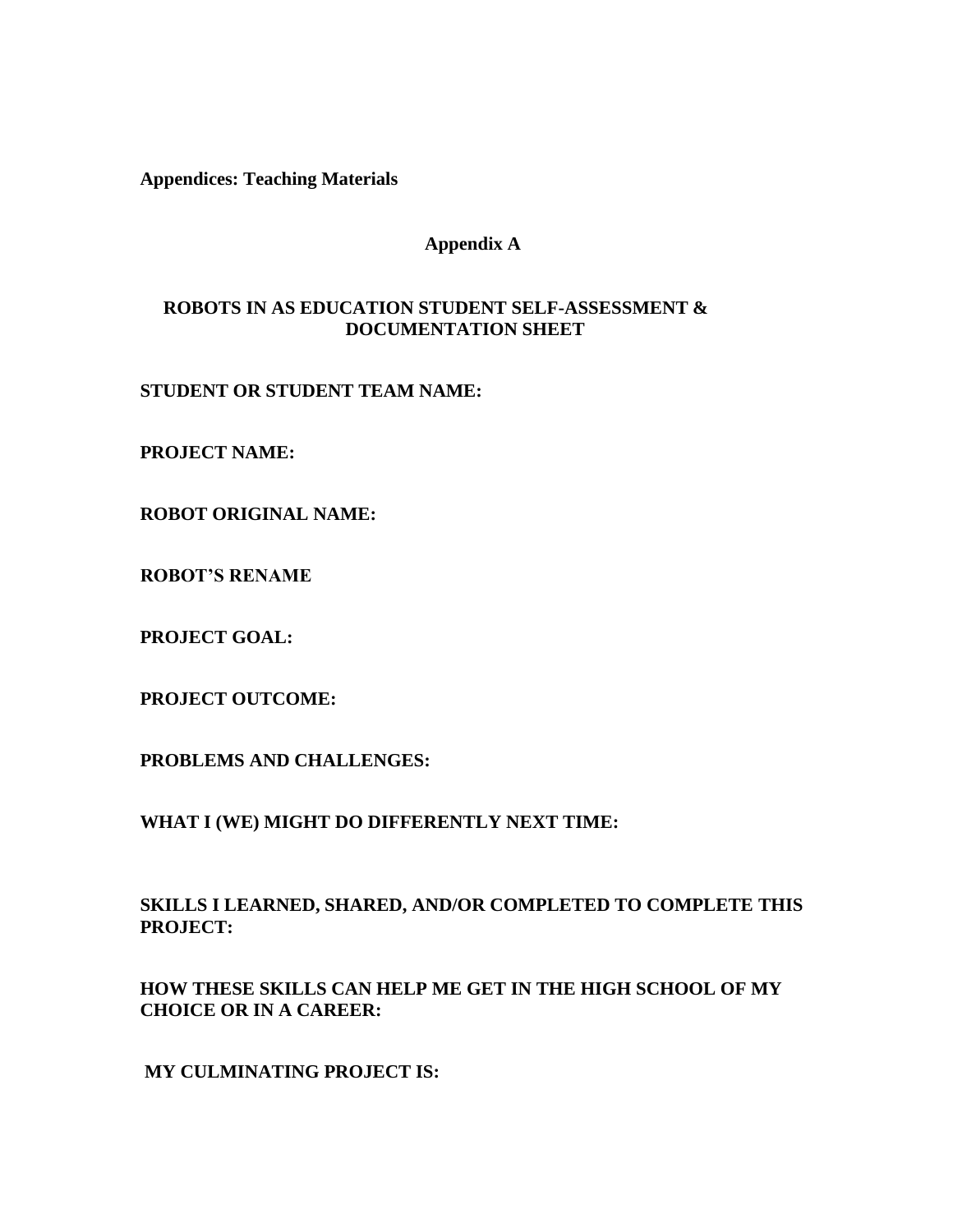**Appendices: Teaching Materials**

## Appendix A

### ROBOTS IN AS EDUCATION STUDENT SELF-ASSESSMENT & DOCUMENTATION SHEET

**STUDENT OR STUDENT TEAM NAME:**

**PROJECT NAME:**

**ROBOT ORIGINAL NAME:**

**ROBOT'S RENAME**

**PROJECT GOAL:**

**PROJECT OUTCOME:**

**PROBLEMS AND CHALLENGES:**

**WHAT I (WE) MIGHT DO DIFFERENTLY NEXT TIME:**

**SKILLS I LEARNED, SHARED, AND/OR COMPLETED TO COMPLETE THIS PROJECT:**

**HOW THESE SKILLS CAN HELP ME GET IN THE HIGH SCHOOL OF MY CHOICE OR IN A CAREER:**

**MY CULMINATING PROJECT IS:**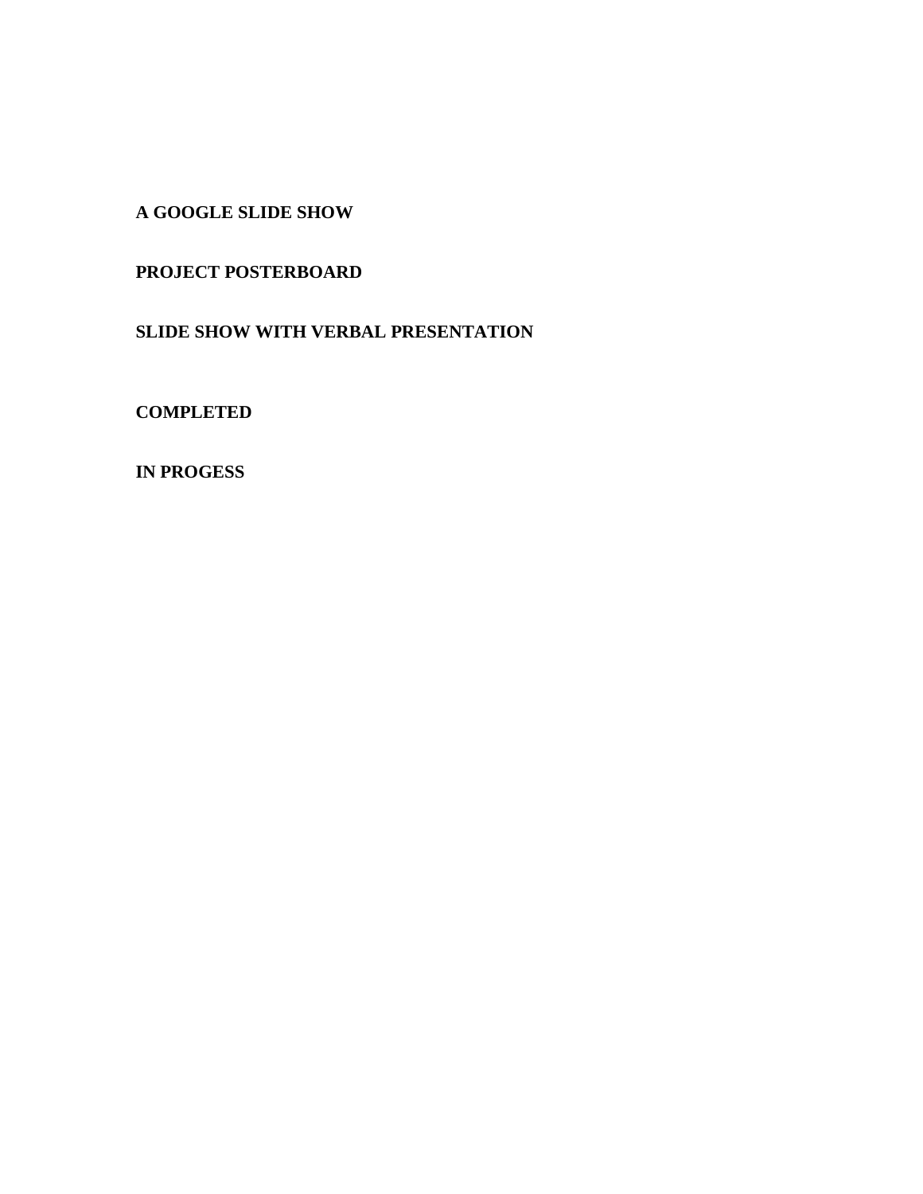**A GOOGLE SLIDE SHOW**

**PROJECT POSTERBOARD**

**SLIDE SHOW WITH VERBAL PRESENTATION**

**COMPLETED**

**IN PROGESS**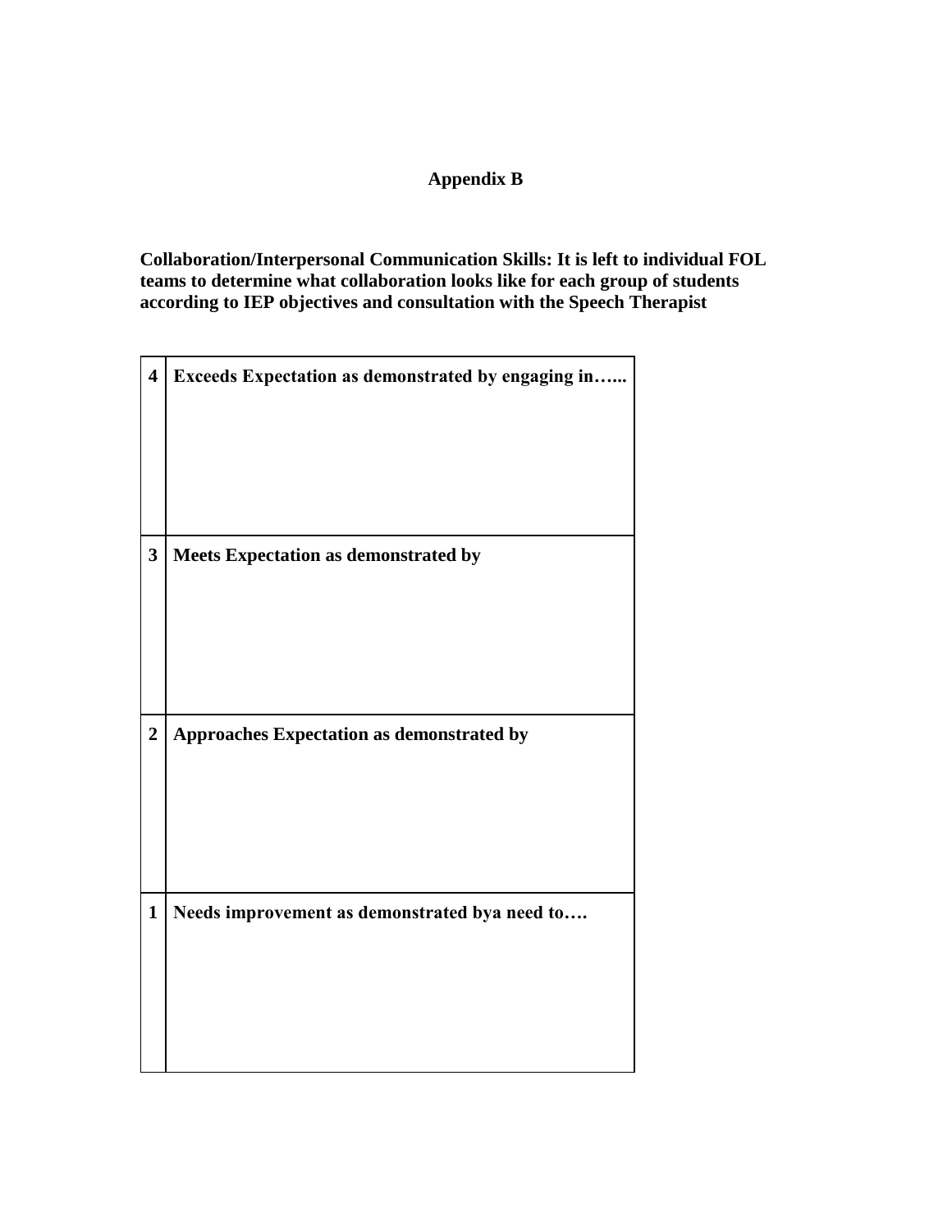## Appendix B

**Collaboration/Interpersonal Communication Skills: It is left to individual FOL teams to determine what collaboration looks like for each group of students according to IEP objectives and consultation with the Speech Therapist**

| | |
|---|---|
| **4** | **Exceeds Expectation as demonstrated by engaging in…...** |
| **3** | **Meets Expectation as demonstrated by** |
| **2** | **Approaches Expectation as demonstrated by** |
| **1** | **Needs improvement as demonstrated bya need to….** |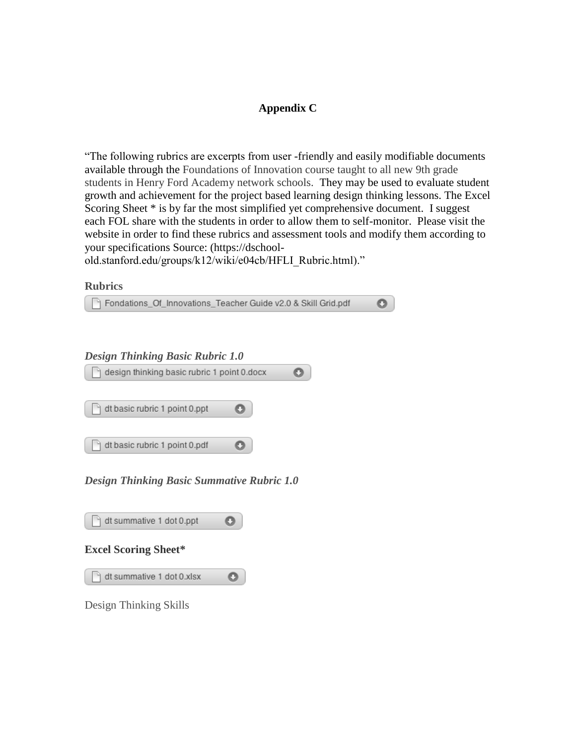**Appendix C**

"The following rubrics are excerpts from user -friendly and easily modifiable documents available through the Foundations of Innovation course taught to all new 9th grade students in Henry Ford Academy network schools. They may be used to evaluate student growth and achievement for the project based learning design thinking lessons. The Excel Scoring Sheet * is by far the most simplified yet comprehensive document. I suggest each FOL share with the students in order to allow them to self-monitor. Please visit the website in order to find these rubrics and assessment tools and modify them according to your specifications Source: (https://dschool-old.stanford.edu/groups/k12/wiki/e04cb/HFLI_Rubric.html)."

**Rubrics**

Fondations_Of_Innovations_Teacher Guide v2.0 & Skill Grid.pdf

***Design Thinking Basic Rubric 1.0***

design thinking basic rubric 1 point 0.docx

dt basic rubric 1 point 0.ppt

dt basic rubric 1 point 0.pdf

***Design Thinking Basic Summative Rubric 1.0***

dt summative 1 dot 0.ppt

**Excel Scoring Sheet***

dt summative 1 dot 0.xlsx

Design Thinking Skills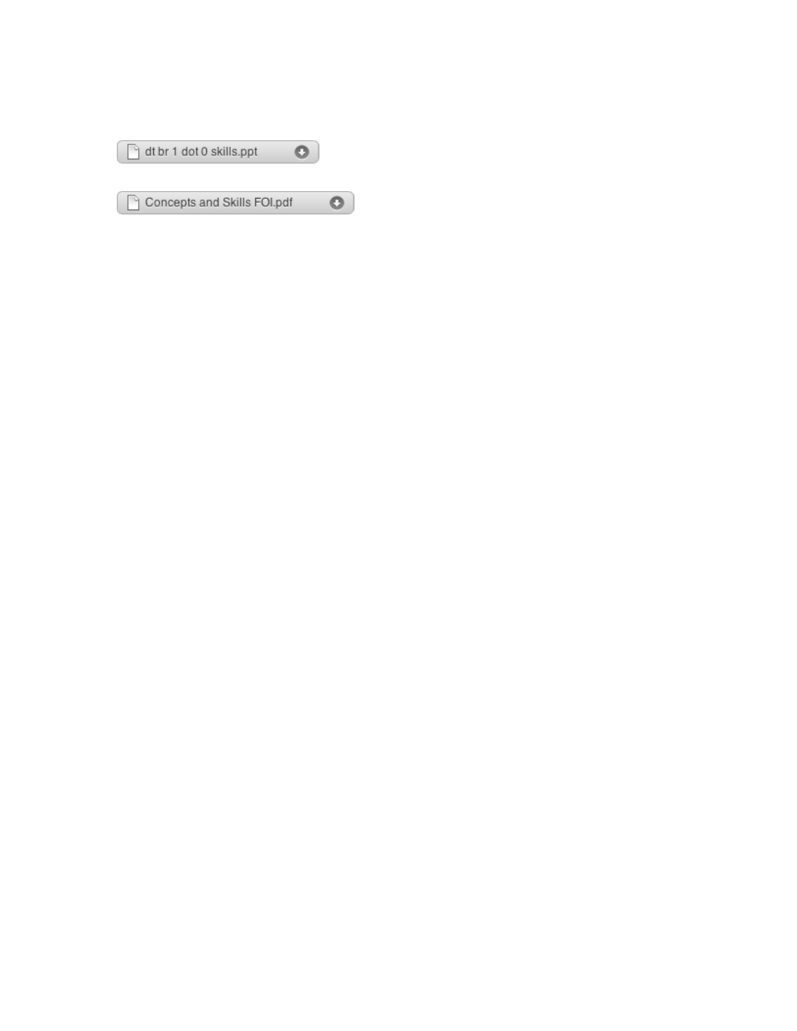dt br 1 dot 0 skills.ppt

Concepts and Skills FOI.pdf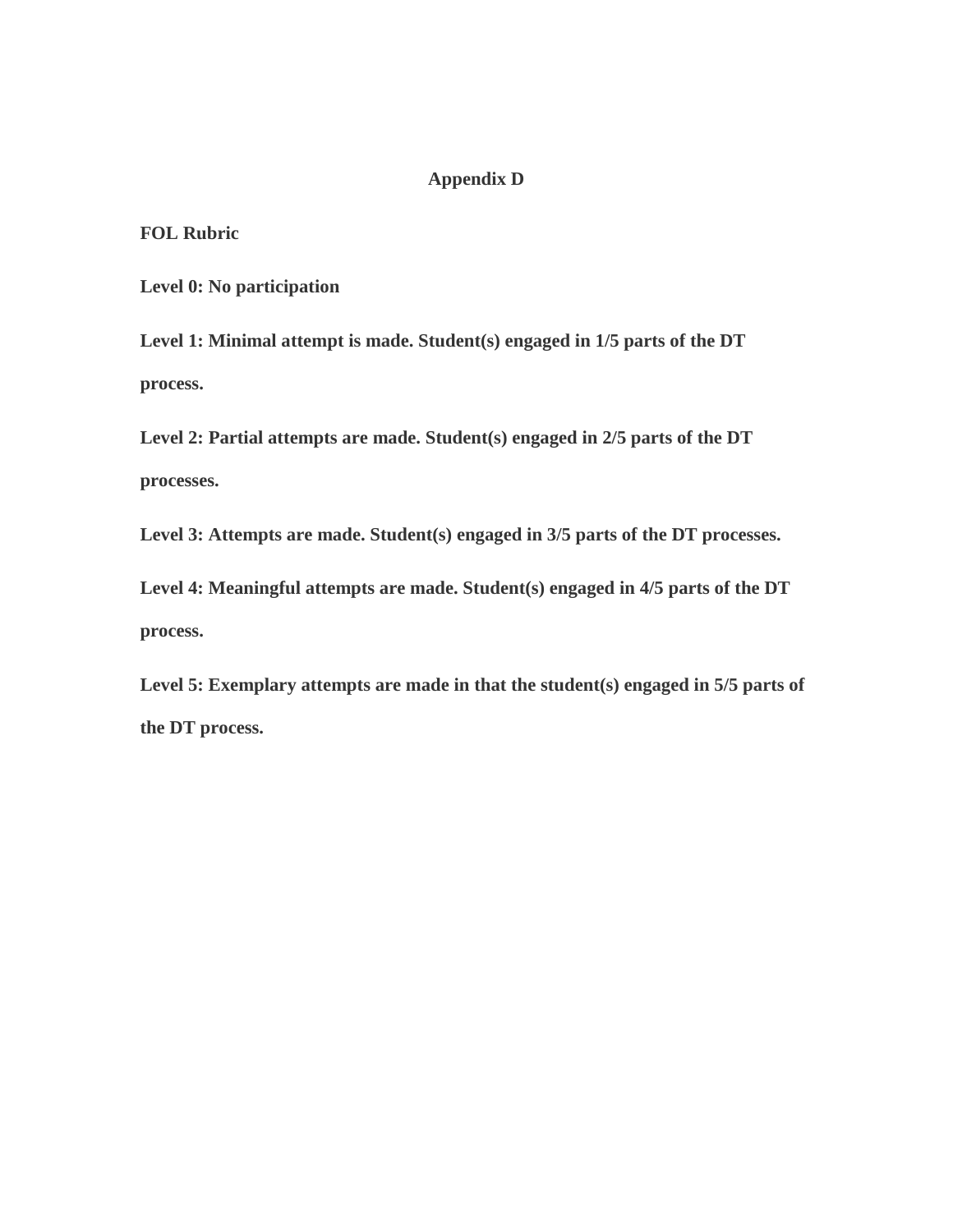# Appendix D

**FOL Rubric**

**Level 0: No participation**

**Level 1: Minimal attempt is made. Student(s) engaged in 1/5 parts of the DT process.**

**Level 2: Partial attempts are made. Student(s) engaged in 2/5 parts of the DT processes.**

**Level 3: Attempts are made. Student(s) engaged in 3/5 parts of the DT processes.**

**Level 4: Meaningful attempts are made. Student(s) engaged in 4/5 parts of the DT process.**

**Level 5: Exemplary attempts are made in that the student(s) engaged in 5/5 parts of the DT process.**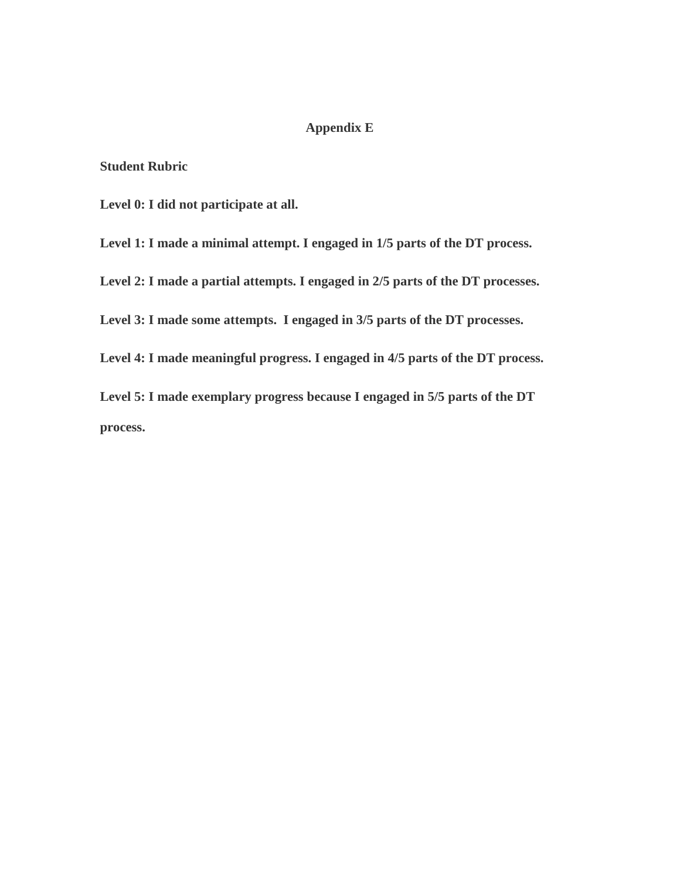# Appendix E

**Student Rubric**

**Level 0: I did not participate at all.**

**Level 1: I made a minimal attempt. I engaged in 1/5 parts of the DT process.**

**Level 2: I made a partial attempts. I engaged in 2/5 parts of the DT processes.**

**Level 3: I made some attempts. I engaged in 3/5 parts of the DT processes.**

**Level 4: I made meaningful progress. I engaged in 4/5 parts of the DT process.**

**Level 5: I made exemplary progress because I engaged in 5/5 parts of the DT process.**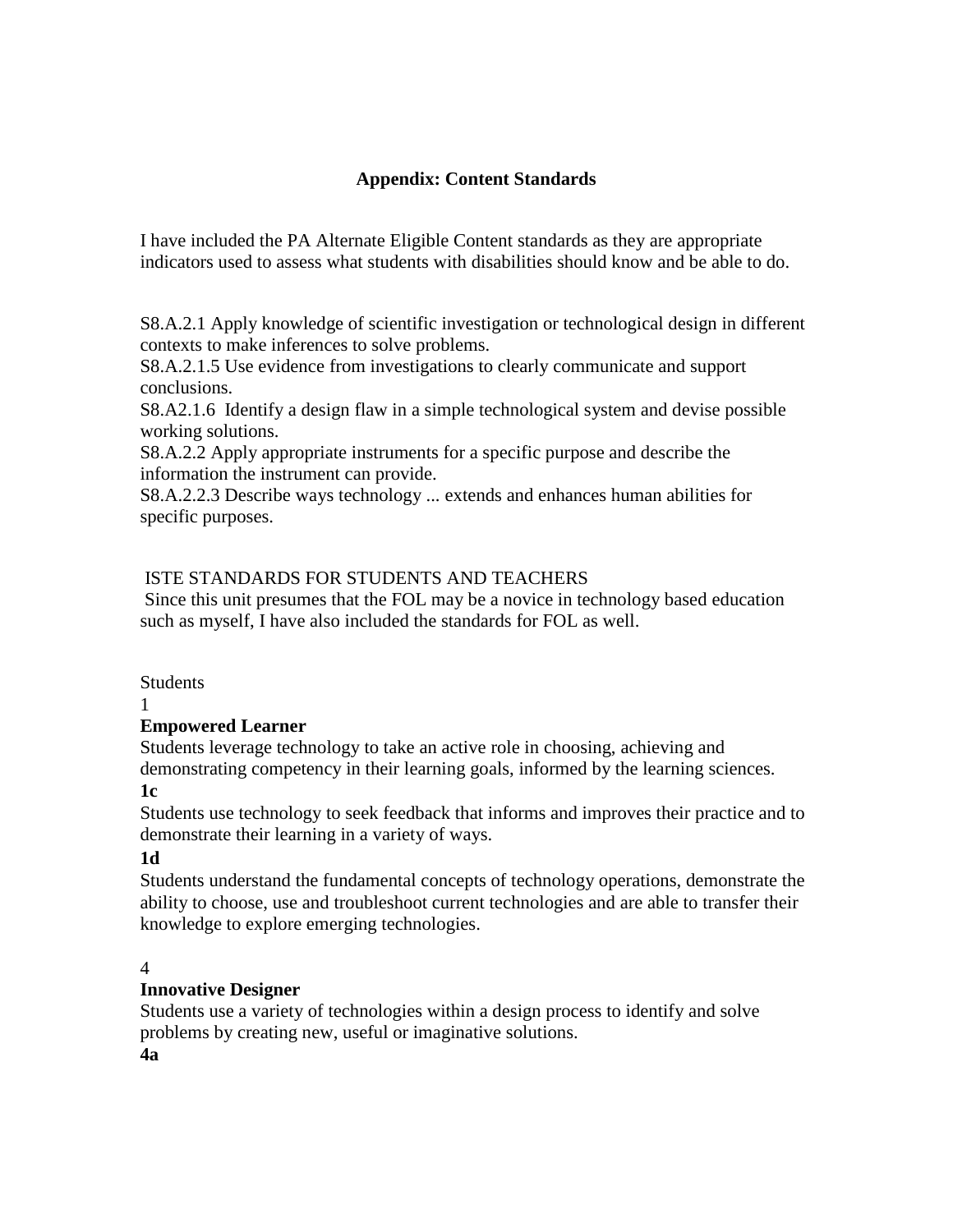## Appendix: Content Standards

I have included the PA Alternate Eligible Content standards as they are appropriate indicators used to assess what students with disabilities should know and be able to do.

S8.A.2.1 Apply knowledge of scientific investigation or technological design in different contexts to make inferences to solve problems.
S8.A.2.1.5 Use evidence from investigations to clearly communicate and support conclusions.
S8.A2.1.6 Identify a design flaw in a simple technological system and devise possible working solutions.
S8.A.2.2 Apply appropriate instruments for a specific purpose and describe the information the instrument can provide.
S8.A.2.2.3 Describe ways technology ... extends and enhances human abilities for specific purposes.

ISTE STANDARDS FOR STUDENTS AND TEACHERS
Since this unit presumes that the FOL may be a novice in technology based education such as myself, I have also included the standards for FOL as well.

Students
1
**Empowered Learner**
Students leverage technology to take an active role in choosing, achieving and demonstrating competency in their learning goals, informed by the learning sciences.
**1c**
Students use technology to seek feedback that informs and improves their practice and to demonstrate their learning in a variety of ways.
**1d**
Students understand the fundamental concepts of technology operations, demonstrate the ability to choose, use and troubleshoot current technologies and are able to transfer their knowledge to explore emerging technologies.

4
**Innovative Designer**
Students use a variety of technologies within a design process to identify and solve problems by creating new, useful or imaginative solutions.
**4a**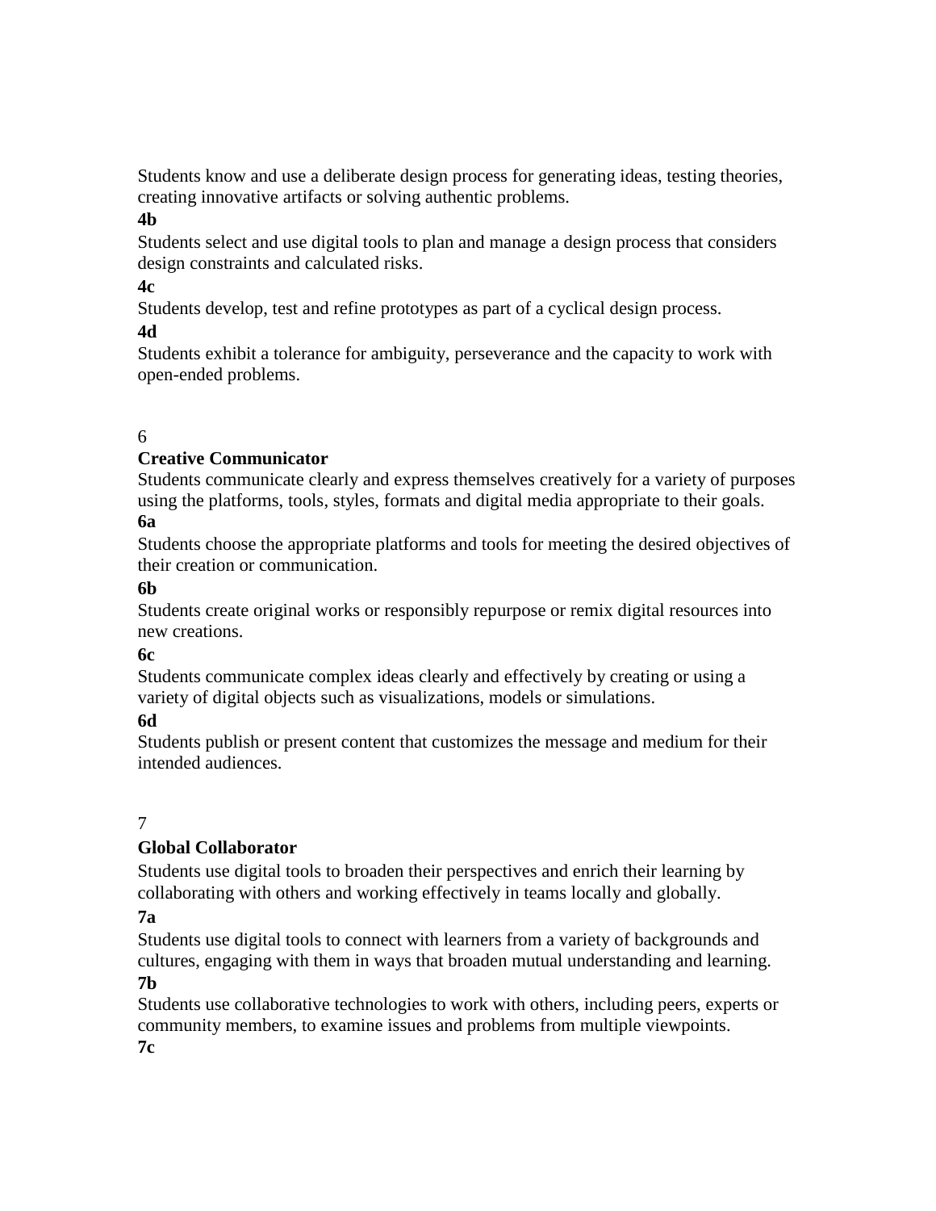Students know and use a deliberate design process for generating ideas, testing theories, creating innovative artifacts or solving authentic problems.

**4b**

Students select and use digital tools to plan and manage a design process that considers design constraints and calculated risks.

**4c**

Students develop, test and refine prototypes as part of a cyclical design process.

**4d**

Students exhibit a tolerance for ambiguity, perseverance and the capacity to work with open-ended problems.

6

**Creative Communicator**

Students communicate clearly and express themselves creatively for a variety of purposes using the platforms, tools, styles, formats and digital media appropriate to their goals.

**6a**

Students choose the appropriate platforms and tools for meeting the desired objectives of their creation or communication.

**6b**

Students create original works or responsibly repurpose or remix digital resources into new creations.

**6c**

Students communicate complex ideas clearly and effectively by creating or using a variety of digital objects such as visualizations, models or simulations.

**6d**

Students publish or present content that customizes the message and medium for their intended audiences.

7

**Global Collaborator**

Students use digital tools to broaden their perspectives and enrich their learning by collaborating with others and working effectively in teams locally and globally.

**7a**

Students use digital tools to connect with learners from a variety of backgrounds and cultures, engaging with them in ways that broaden mutual understanding and learning.

**7b**

Students use collaborative technologies to work with others, including peers, experts or community members, to examine issues and problems from multiple viewpoints.

**7c**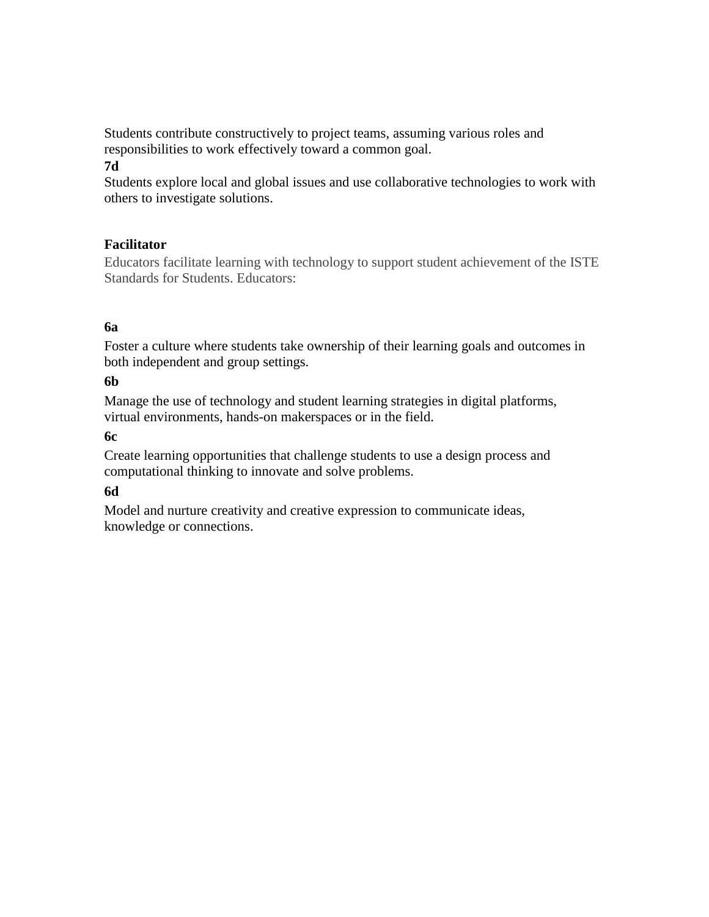Students contribute constructively to project teams, assuming various roles and responsibilities to work effectively toward a common goal.

**7d**

Students explore local and global issues and use collaborative technologies to work with others to investigate solutions.

**Facilitator**

Educators facilitate learning with technology to support student achievement of the ISTE Standards for Students. Educators:

**6a**

Foster a culture where students take ownership of their learning goals and outcomes in both independent and group settings.

**6b**

Manage the use of technology and student learning strategies in digital platforms, virtual environments, hands-on makerspaces or in the field.

**6c**

Create learning opportunities that challenge students to use a design process and computational thinking to innovate and solve problems.

**6d**

Model and nurture creativity and creative expression to communicate ideas, knowledge or connections.